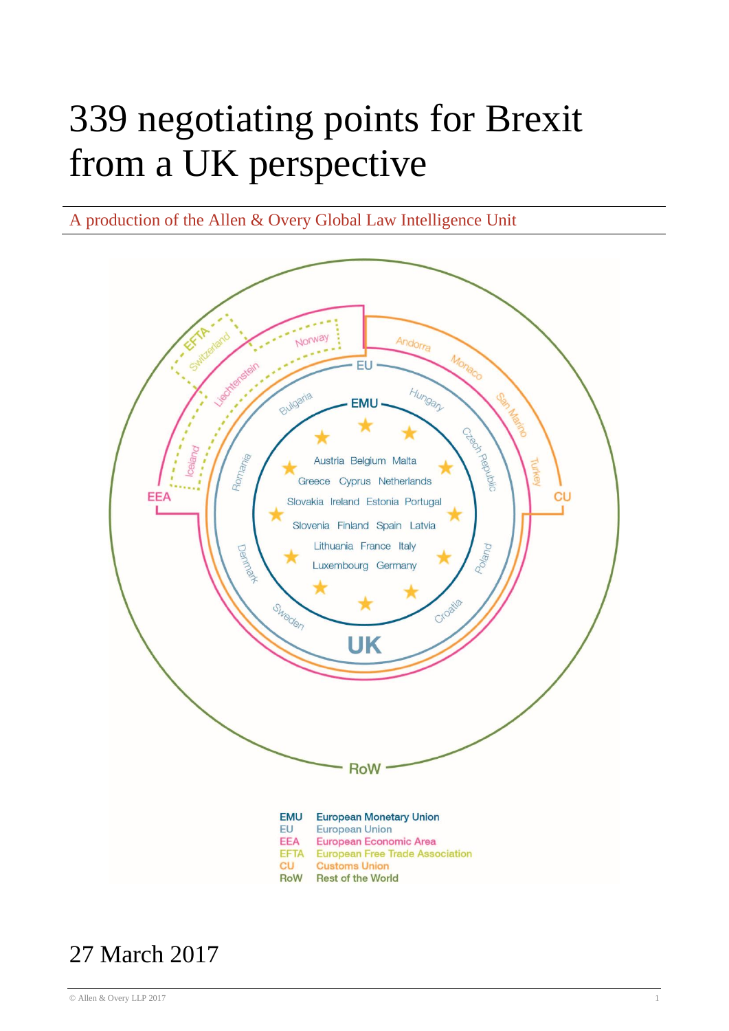# 339 negotiating points for Brexit from a UK perspective

A production of the Allen & Overy Global Law Intelligence Unit

EMU European Monetary Union
EU European Union
EEA European Economic Area
EFTA European Free Trade Association
CU Customs Union
RoW Rest of the World

27 March 2017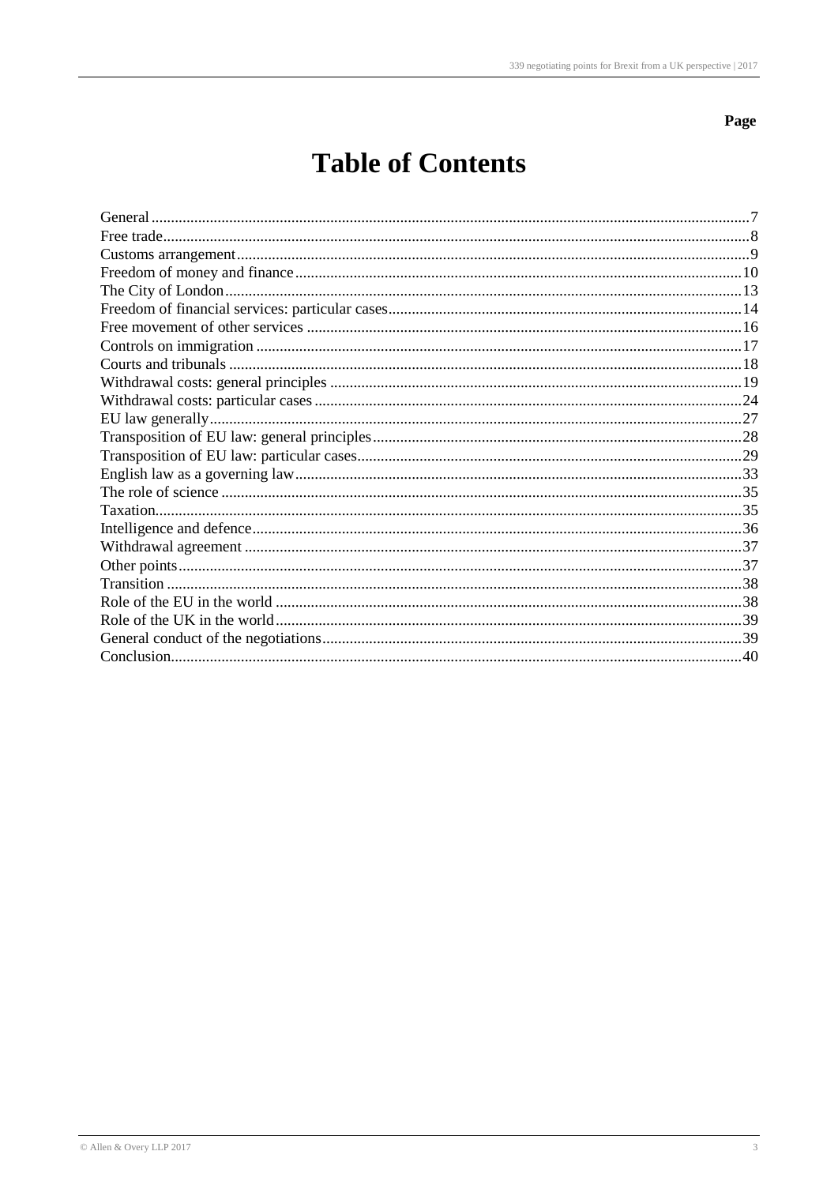**Page**

# Table of Contents

| | |
|---|---|
| General | 7 |
| Free trade | 8 |
| Customs arrangement | 9 |
| Freedom of money and finance | 10 |
| The City of London | 13 |
| Freedom of financial services: particular cases | 14 |
| Free movement of other services | 16 |
| Controls on immigration | 17 |
| Courts and tribunals | 18 |
| Withdrawal costs: general principles | 19 |
| Withdrawal costs: particular cases | 24 |
| EU law generally | 27 |
| Transposition of EU law: general principles | 28 |
| Transposition of EU law: particular cases | 29 |
| English law as a governing law | 33 |
| The role of science | 35 |
| Taxation | 35 |
| Intelligence and defence | 36 |
| Withdrawal agreement | 37 |
| Other points | 37 |
| Transition | 38 |
| Role of the EU in the world | 38 |
| Role of the UK in the world | 39 |
| General conduct of the negotiations | 39 |
| Conclusion | 40 |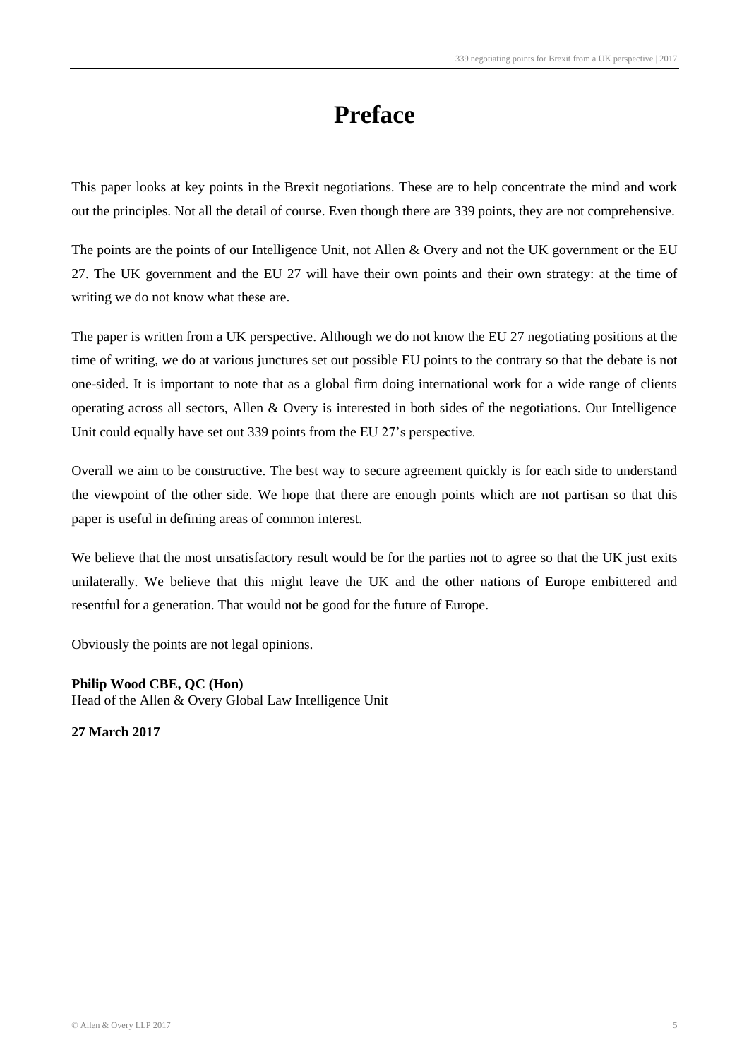# Preface

This paper looks at key points in the Brexit negotiations. These are to help concentrate the mind and work out the principles. Not all the detail of course. Even though there are 339 points, they are not comprehensive.

The points are the points of our Intelligence Unit, not Allen & Overy and not the UK government or the EU 27. The UK government and the EU 27 will have their own points and their own strategy: at the time of writing we do not know what these are.

The paper is written from a UK perspective. Although we do not know the EU 27 negotiating positions at the time of writing, we do at various junctures set out possible EU points to the contrary so that the debate is not one-sided. It is important to note that as a global firm doing international work for a wide range of clients operating across all sectors, Allen & Overy is interested in both sides of the negotiations. Our Intelligence Unit could equally have set out 339 points from the EU 27's perspective.

Overall we aim to be constructive. The best way to secure agreement quickly is for each side to understand the viewpoint of the other side. We hope that there are enough points which are not partisan so that this paper is useful in defining areas of common interest.

We believe that the most unsatisfactory result would be for the parties not to agree so that the UK just exits unilaterally. We believe that this might leave the UK and the other nations of Europe embittered and resentful for a generation. That would not be good for the future of Europe.

Obviously the points are not legal opinions.

**Philip Wood CBE, QC (Hon)**
Head of the Allen & Overy Global Law Intelligence Unit

**27 March 2017**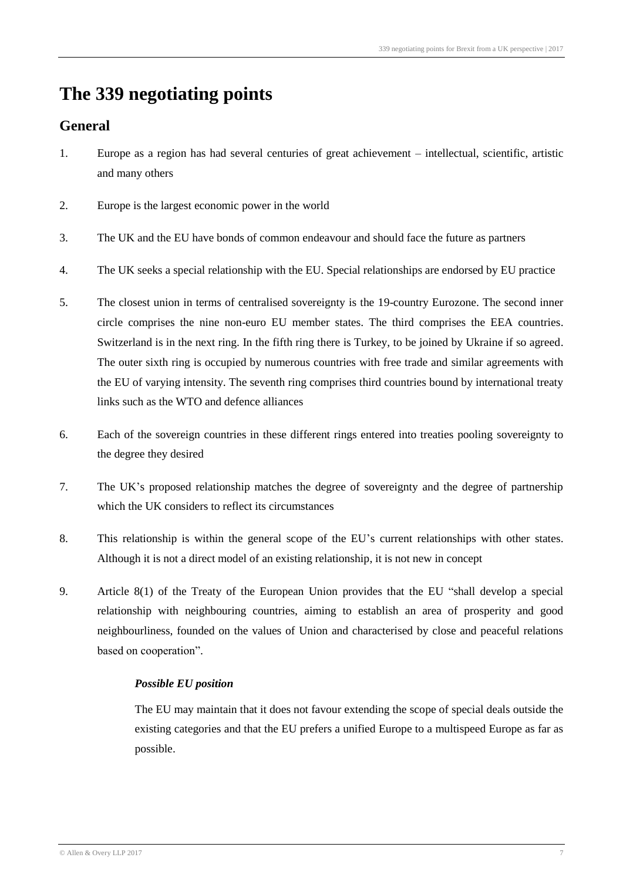# The 339 negotiating points

## General

1. Europe as a region has had several centuries of great achievement – intellectual, scientific, artistic and many others

2. Europe is the largest economic power in the world

3. The UK and the EU have bonds of common endeavour and should face the future as partners

4. The UK seeks a special relationship with the EU. Special relationships are endorsed by EU practice

5. The closest union in terms of centralised sovereignty is the 19-country Eurozone. The second inner circle comprises the nine non-euro EU member states. The third comprises the EEA countries. Switzerland is in the next ring. In the fifth ring there is Turkey, to be joined by Ukraine if so agreed. The outer sixth ring is occupied by numerous countries with free trade and similar agreements with the EU of varying intensity. The seventh ring comprises third countries bound by international treaty links such as the WTO and defence alliances

6. Each of the sovereign countries in these different rings entered into treaties pooling sovereignty to the degree they desired

7. The UK's proposed relationship matches the degree of sovereignty and the degree of partnership which the UK considers to reflect its circumstances

8. This relationship is within the general scope of the EU's current relationships with other states. Although it is not a direct model of an existing relationship, it is not new in concept

9. Article 8(1) of the Treaty of the European Union provides that the EU "shall develop a special relationship with neighbouring countries, aiming to establish an area of prosperity and good neighbourliness, founded on the values of Union and characterised by close and peaceful relations based on cooperation".

   ***Possible EU position***

   The EU may maintain that it does not favour extending the scope of special deals outside the existing categories and that the EU prefers a unified Europe to a multispeed Europe as far as possible.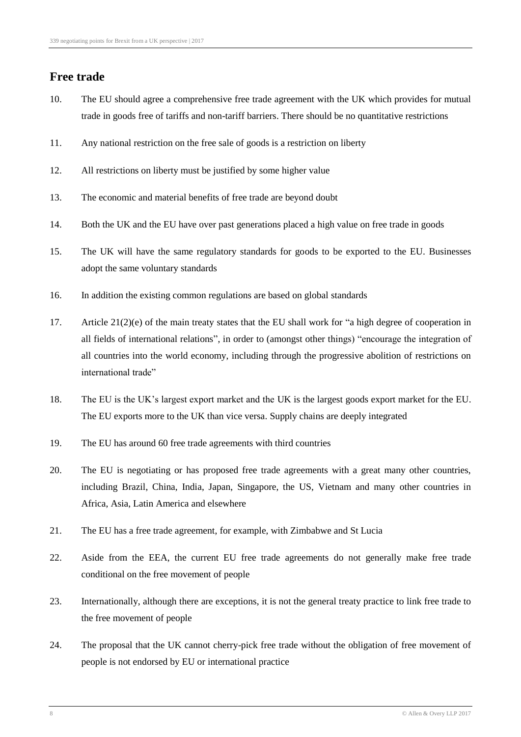## Free trade

10. The EU should agree a comprehensive free trade agreement with the UK which provides for mutual trade in goods free of tariffs and non-tariff barriers. There should be no quantitative restrictions

11. Any national restriction on the free sale of goods is a restriction on liberty

12. All restrictions on liberty must be justified by some higher value

13. The economic and material benefits of free trade are beyond doubt

14. Both the UK and the EU have over past generations placed a high value on free trade in goods

15. The UK will have the same regulatory standards for goods to be exported to the EU. Businesses adopt the same voluntary standards

16. In addition the existing common regulations are based on global standards

17. Article 21(2)(e) of the main treaty states that the EU shall work for "a high degree of cooperation in all fields of international relations", in order to (amongst other things) "encourage the integration of all countries into the world economy, including through the progressive abolition of restrictions on international trade"

18. The EU is the UK's largest export market and the UK is the largest goods export market for the EU. The EU exports more to the UK than vice versa. Supply chains are deeply integrated

19. The EU has around 60 free trade agreements with third countries

20. The EU is negotiating or has proposed free trade agreements with a great many other countries, including Brazil, China, India, Japan, Singapore, the US, Vietnam and many other countries in Africa, Asia, Latin America and elsewhere

21. The EU has a free trade agreement, for example, with Zimbabwe and St Lucia

22. Aside from the EEA, the current EU free trade agreements do not generally make free trade conditional on the free movement of people

23. Internationally, although there are exceptions, it is not the general treaty practice to link free trade to the free movement of people

24. The proposal that the UK cannot cherry-pick free trade without the obligation of free movement of people is not endorsed by EU or international practice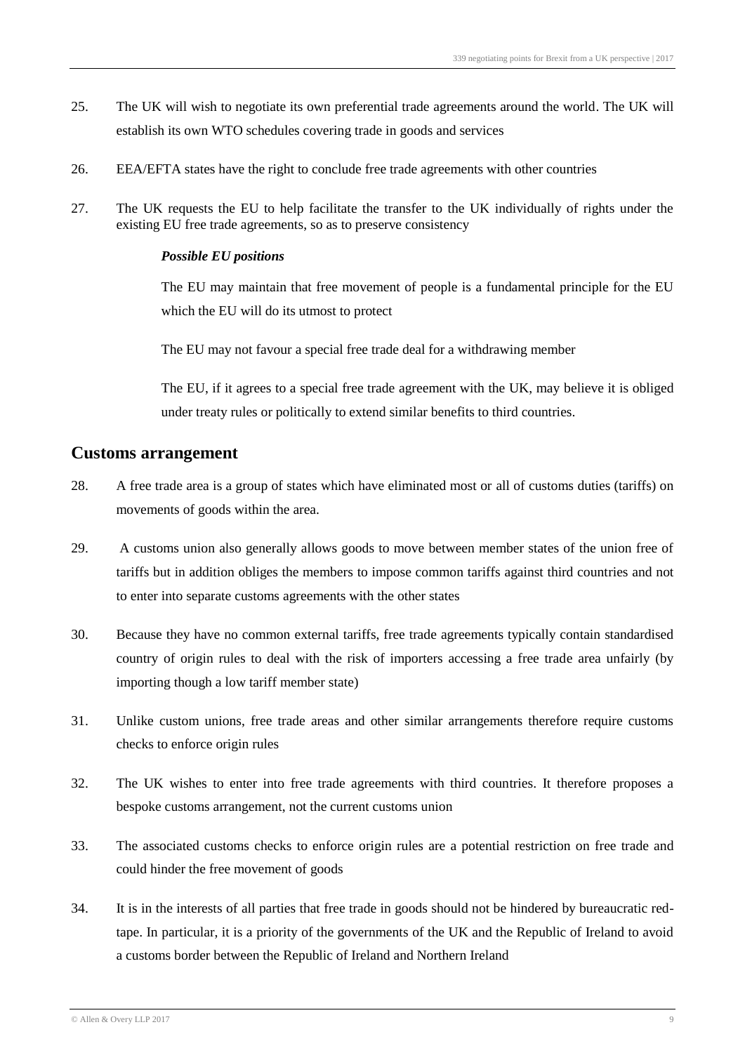25. The UK will wish to negotiate its own preferential trade agreements around the world. The UK will establish its own WTO schedules covering trade in goods and services

26. EEA/EFTA states have the right to conclude free trade agreements with other countries

27. The UK requests the EU to help facilitate the transfer to the UK individually of rights under the existing EU free trade agreements, so as to preserve consistency

> ***Possible EU positions***
>
> The EU may maintain that free movement of people is a fundamental principle for the EU which the EU will do its utmost to protect
>
> The EU may not favour a special free trade deal for a withdrawing member
>
> The EU, if it agrees to a special free trade agreement with the UK, may believe it is obliged under treaty rules or politically to extend similar benefits to third countries.

## Customs arrangement

28. A free trade area is a group of states which have eliminated most or all of customs duties (tariffs) on movements of goods within the area.

29. A customs union also generally allows goods to move between member states of the union free of tariffs but in addition obliges the members to impose common tariffs against third countries and not to enter into separate customs agreements with the other states

30. Because they have no common external tariffs, free trade agreements typically contain standardised country of origin rules to deal with the risk of importers accessing a free trade area unfairly (by importing though a low tariff member state)

31. Unlike custom unions, free trade areas and other similar arrangements therefore require customs checks to enforce origin rules

32. The UK wishes to enter into free trade agreements with third countries. It therefore proposes a bespoke customs arrangement, not the current customs union

33. The associated customs checks to enforce origin rules are a potential restriction on free trade and could hinder the free movement of goods

34. It is in the interests of all parties that free trade in goods should not be hindered by bureaucratic red-tape. In particular, it is a priority of the governments of the UK and the Republic of Ireland to avoid a customs border between the Republic of Ireland and Northern Ireland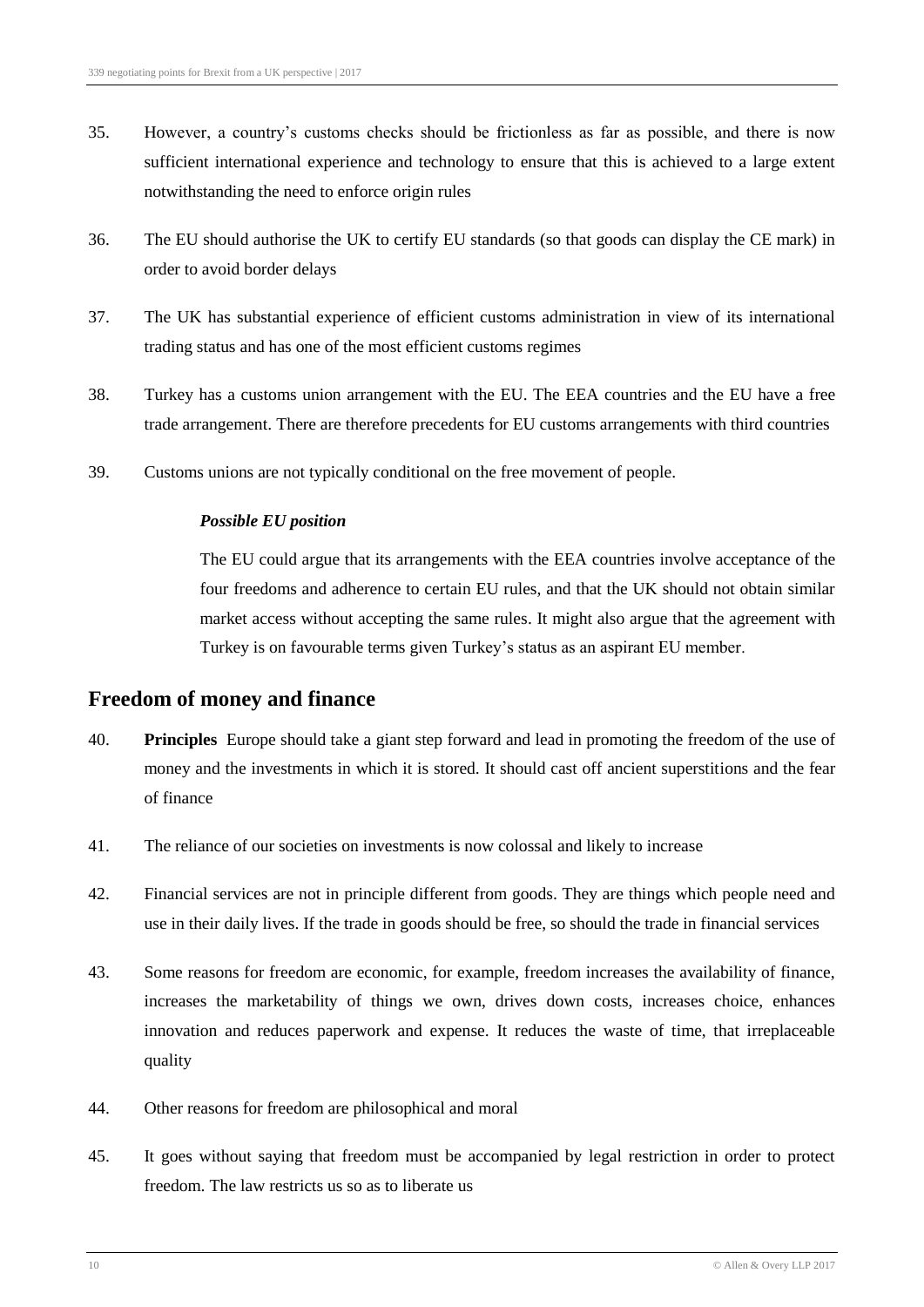35. However, a country's customs checks should be frictionless as far as possible, and there is now sufficient international experience and technology to ensure that this is achieved to a large extent notwithstanding the need to enforce origin rules

36. The EU should authorise the UK to certify EU standards (so that goods can display the CE mark) in order to avoid border delays

37. The UK has substantial experience of efficient customs administration in view of its international trading status and has one of the most efficient customs regimes

38. Turkey has a customs union arrangement with the EU. The EEA countries and the EU have a free trade arrangement. There are therefore precedents for EU customs arrangements with third countries

39. Customs unions are not typically conditional on the free movement of people.

> ***Possible EU position***
>
> The EU could argue that its arrangements with the EEA countries involve acceptance of the four freedoms and adherence to certain EU rules, and that the UK should not obtain similar market access without accepting the same rules. It might also argue that the agreement with Turkey is on favourable terms given Turkey's status as an aspirant EU member.

## Freedom of money and finance

40. **Principles** Europe should take a giant step forward and lead in promoting the freedom of the use of money and the investments in which it is stored. It should cast off ancient superstitions and the fear of finance

41. The reliance of our societies on investments is now colossal and likely to increase

42. Financial services are not in principle different from goods. They are things which people need and use in their daily lives. If the trade in goods should be free, so should the trade in financial services

43. Some reasons for freedom are economic, for example, freedom increases the availability of finance, increases the marketability of things we own, drives down costs, increases choice, enhances innovation and reduces paperwork and expense. It reduces the waste of time, that irreplaceable quality

44. Other reasons for freedom are philosophical and moral

45. It goes without saying that freedom must be accompanied by legal restriction in order to protect freedom. The law restricts us so as to liberate us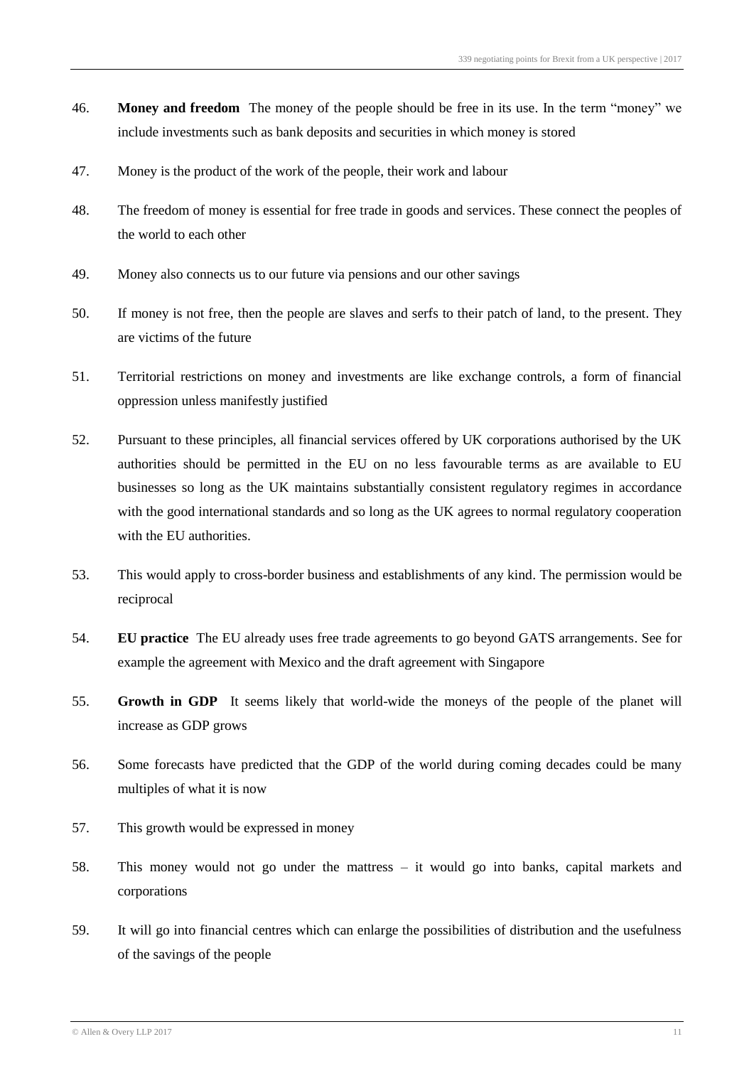46. **Money and freedom** The money of the people should be free in its use. In the term "money" we include investments such as bank deposits and securities in which money is stored

47. Money is the product of the work of the people, their work and labour

48. The freedom of money is essential for free trade in goods and services. These connect the peoples of the world to each other

49. Money also connects us to our future via pensions and our other savings

50. If money is not free, then the people are slaves and serfs to their patch of land, to the present. They are victims of the future

51. Territorial restrictions on money and investments are like exchange controls, a form of financial oppression unless manifestly justified

52. Pursuant to these principles, all financial services offered by UK corporations authorised by the UK authorities should be permitted in the EU on no less favourable terms as are available to EU businesses so long as the UK maintains substantially consistent regulatory regimes in accordance with the good international standards and so long as the UK agrees to normal regulatory cooperation with the EU authorities.

53. This would apply to cross-border business and establishments of any kind. The permission would be reciprocal

54. **EU practice** The EU already uses free trade agreements to go beyond GATS arrangements. See for example the agreement with Mexico and the draft agreement with Singapore

55. **Growth in GDP** It seems likely that world-wide the moneys of the people of the planet will increase as GDP grows

56. Some forecasts have predicted that the GDP of the world during coming decades could be many multiples of what it is now

57. This growth would be expressed in money

58. This money would not go under the mattress – it would go into banks, capital markets and corporations

59. It will go into financial centres which can enlarge the possibilities of distribution and the usefulness of the savings of the people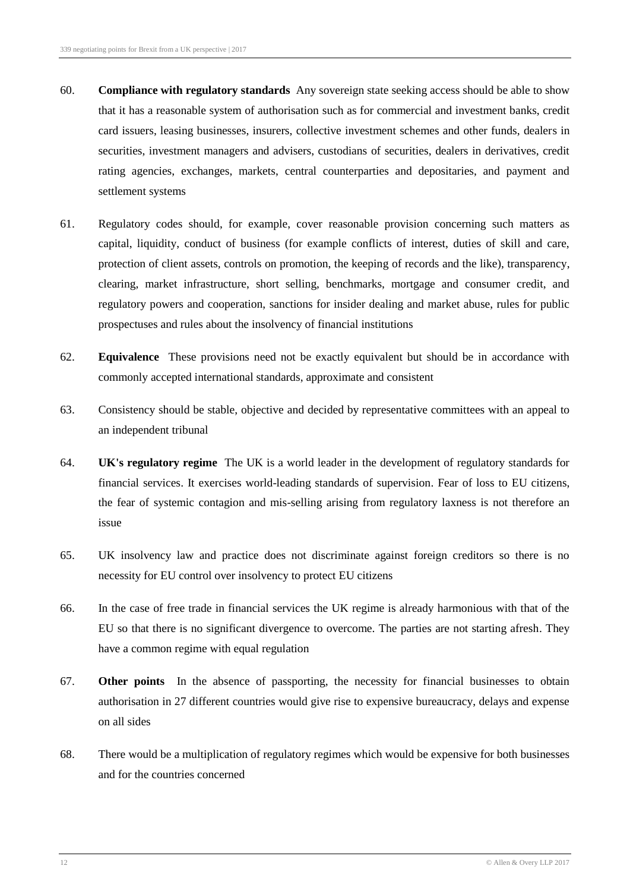60. **Compliance with regulatory standards** Any sovereign state seeking access should be able to show that it has a reasonable system of authorisation such as for commercial and investment banks, credit card issuers, leasing businesses, insurers, collective investment schemes and other funds, dealers in securities, investment managers and advisers, custodians of securities, dealers in derivatives, credit rating agencies, exchanges, markets, central counterparties and depositaries, and payment and settlement systems

61. Regulatory codes should, for example, cover reasonable provision concerning such matters as capital, liquidity, conduct of business (for example conflicts of interest, duties of skill and care, protection of client assets, controls on promotion, the keeping of records and the like), transparency, clearing, market infrastructure, short selling, benchmarks, mortgage and consumer credit, and regulatory powers and cooperation, sanctions for insider dealing and market abuse, rules for public prospectuses and rules about the insolvency of financial institutions

62. **Equivalence** These provisions need not be exactly equivalent but should be in accordance with commonly accepted international standards, approximate and consistent

63. Consistency should be stable, objective and decided by representative committees with an appeal to an independent tribunal

64. **UK's regulatory regime** The UK is a world leader in the development of regulatory standards for financial services. It exercises world-leading standards of supervision. Fear of loss to EU citizens, the fear of systemic contagion and mis-selling arising from regulatory laxness is not therefore an issue

65. UK insolvency law and practice does not discriminate against foreign creditors so there is no necessity for EU control over insolvency to protect EU citizens

66. In the case of free trade in financial services the UK regime is already harmonious with that of the EU so that there is no significant divergence to overcome. The parties are not starting afresh. They have a common regime with equal regulation

67. **Other points** In the absence of passporting, the necessity for financial businesses to obtain authorisation in 27 different countries would give rise to expensive bureaucracy, delays and expense on all sides

68. There would be a multiplication of regulatory regimes which would be expensive for both businesses and for the countries concerned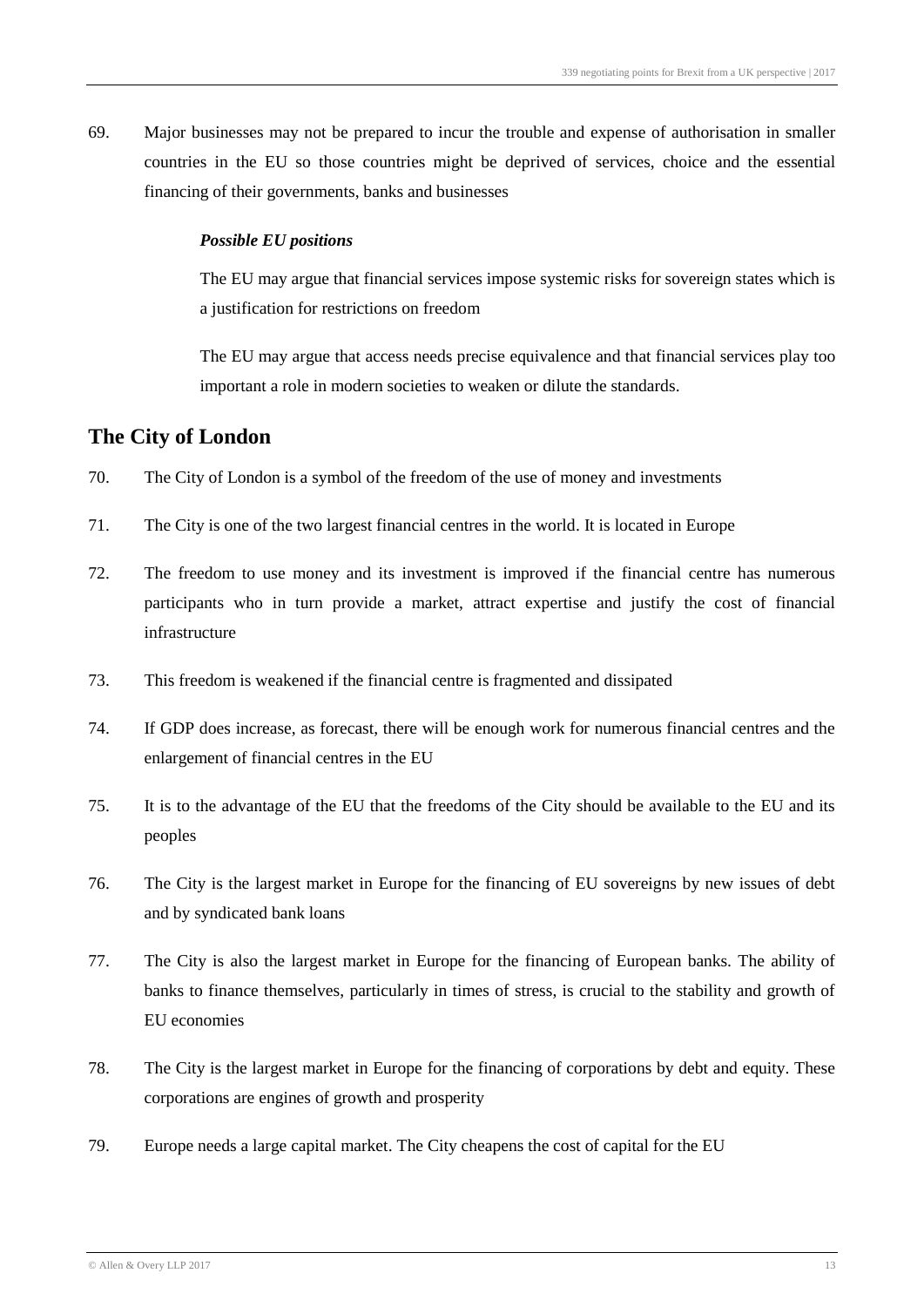69. Major businesses may not be prepared to incur the trouble and expense of authorisation in smaller countries in the EU so those countries might be deprived of services, choice and the essential financing of their governments, banks and businesses

    ***Possible EU positions***

    The EU may argue that financial services impose systemic risks for sovereign states which is a justification for restrictions on freedom

    The EU may argue that access needs precise equivalence and that financial services play too important a role in modern societies to weaken or dilute the standards.

## The City of London

70. The City of London is a symbol of the freedom of the use of money and investments
71. The City is one of the two largest financial centres in the world. It is located in Europe
72. The freedom to use money and its investment is improved if the financial centre has numerous participants who in turn provide a market, attract expertise and justify the cost of financial infrastructure
73. This freedom is weakened if the financial centre is fragmented and dissipated
74. If GDP does increase, as forecast, there will be enough work for numerous financial centres and the enlargement of financial centres in the EU
75. It is to the advantage of the EU that the freedoms of the City should be available to the EU and its peoples
76. The City is the largest market in Europe for the financing of EU sovereigns by new issues of debt and by syndicated bank loans
77. The City is also the largest market in Europe for the financing of European banks. The ability of banks to finance themselves, particularly in times of stress, is crucial to the stability and growth of EU economies
78. The City is the largest market in Europe for the financing of corporations by debt and equity. These corporations are engines of growth and prosperity
79. Europe needs a large capital market. The City cheapens the cost of capital for the EU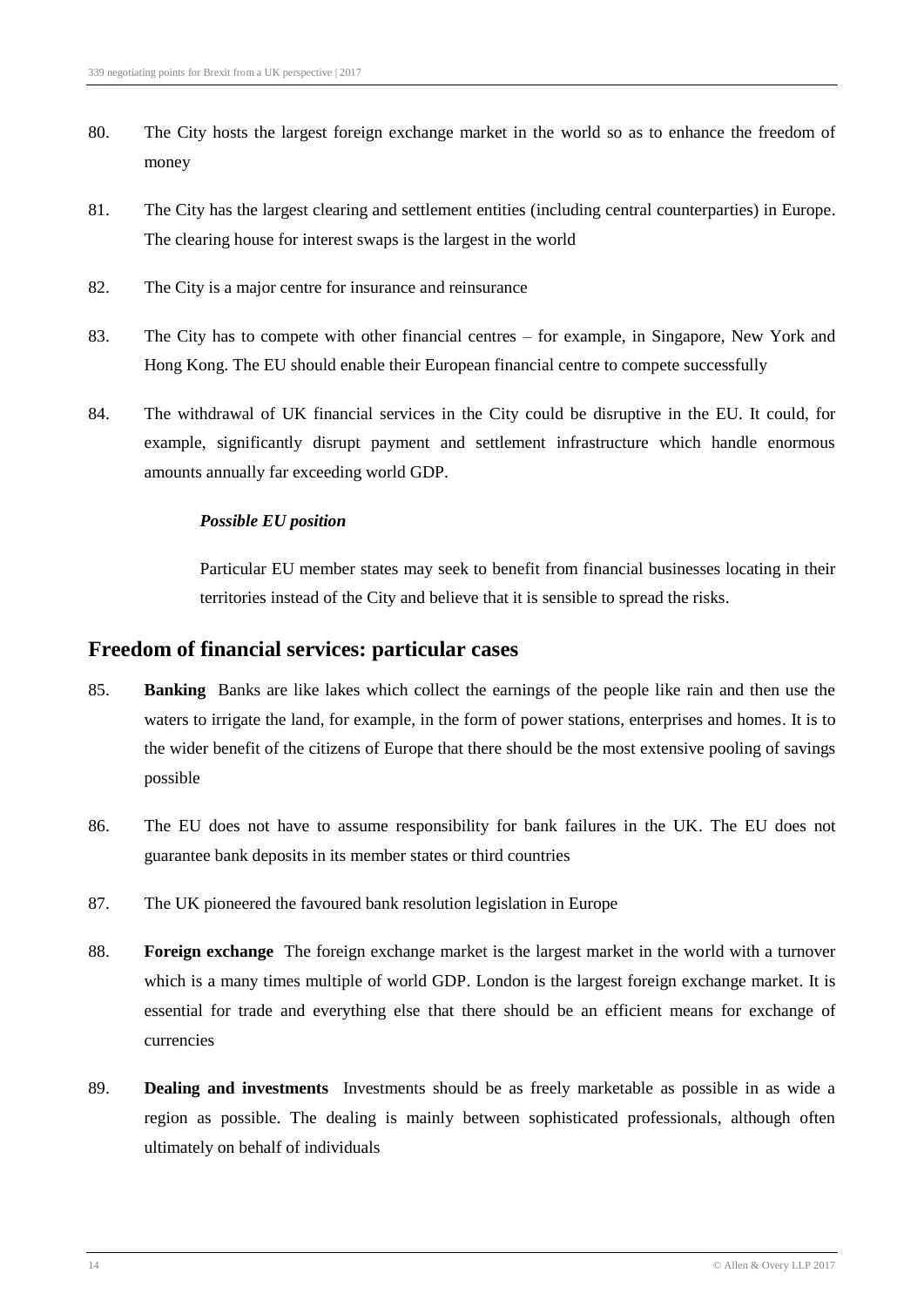80. The City hosts the largest foreign exchange market in the world so as to enhance the freedom of money

81. The City has the largest clearing and settlement entities (including central counterparties) in Europe. The clearing house for interest swaps is the largest in the world

82. The City is a major centre for insurance and reinsurance

83. The City has to compete with other financial centres – for example, in Singapore, New York and Hong Kong. The EU should enable their European financial centre to compete successfully

84. The withdrawal of UK financial services in the City could be disruptive in the EU. It could, for example, significantly disrupt payment and settlement infrastructure which handle enormous amounts annually far exceeding world GDP.

   ***Possible EU position***

   Particular EU member states may seek to benefit from financial businesses locating in their territories instead of the City and believe that it is sensible to spread the risks.

## Freedom of financial services: particular cases

85. **Banking** Banks are like lakes which collect the earnings of the people like rain and then use the waters to irrigate the land, for example, in the form of power stations, enterprises and homes. It is to the wider benefit of the citizens of Europe that there should be the most extensive pooling of savings possible

86. The EU does not have to assume responsibility for bank failures in the UK. The EU does not guarantee bank deposits in its member states or third countries

87. The UK pioneered the favoured bank resolution legislation in Europe

88. **Foreign exchange** The foreign exchange market is the largest market in the world with a turnover which is a many times multiple of world GDP. London is the largest foreign exchange market. It is essential for trade and everything else that there should be an efficient means for exchange of currencies

89. **Dealing and investments** Investments should be as freely marketable as possible in as wide a region as possible. The dealing is mainly between sophisticated professionals, although often ultimately on behalf of individuals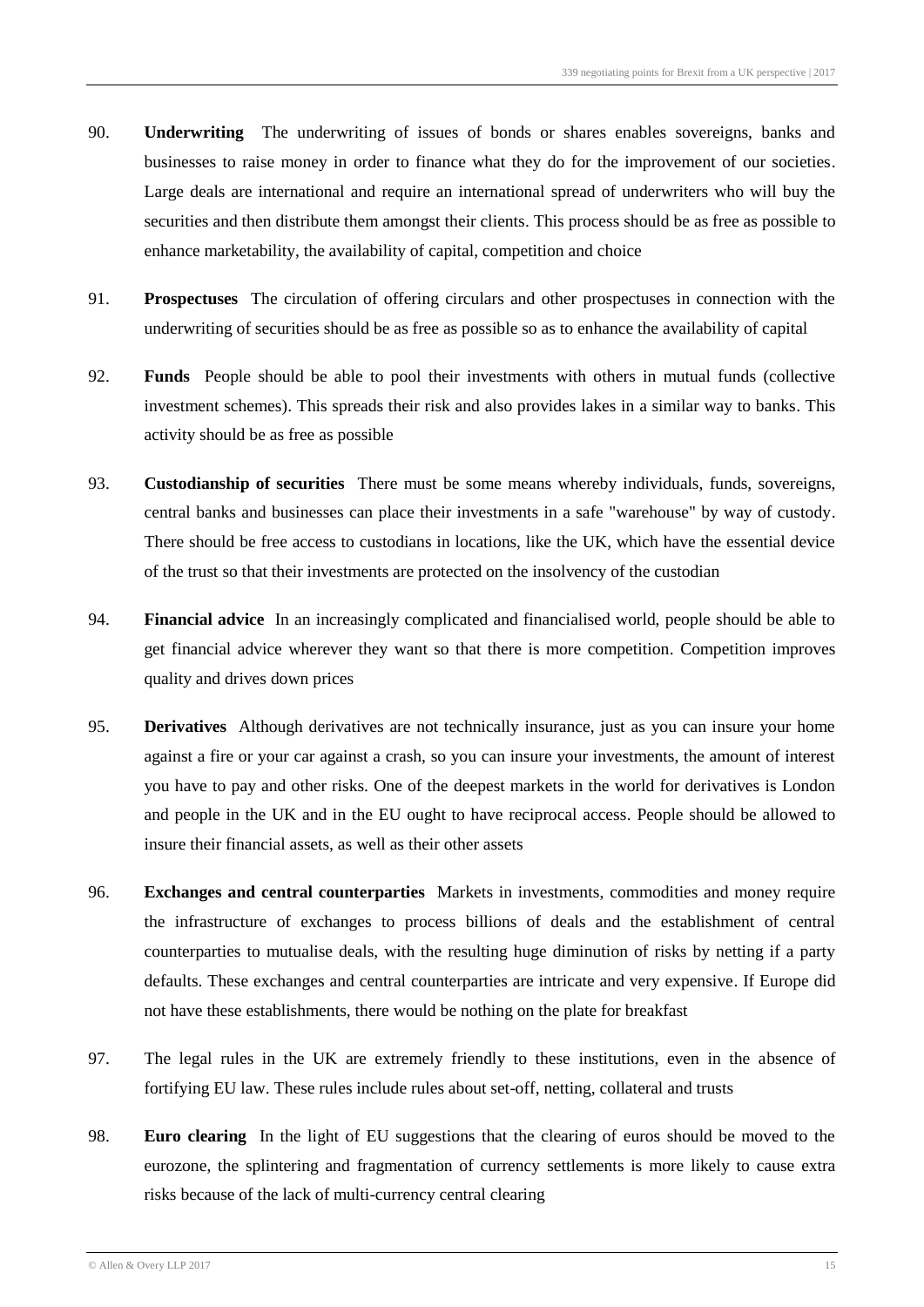90. **Underwriting** The underwriting of issues of bonds or shares enables sovereigns, banks and businesses to raise money in order to finance what they do for the improvement of our societies. Large deals are international and require an international spread of underwriters who will buy the securities and then distribute them amongst their clients. This process should be as free as possible to enhance marketability, the availability of capital, competition and choice

91. **Prospectuses** The circulation of offering circulars and other prospectuses in connection with the underwriting of securities should be as free as possible so as to enhance the availability of capital

92. **Funds** People should be able to pool their investments with others in mutual funds (collective investment schemes). This spreads their risk and also provides lakes in a similar way to banks. This activity should be as free as possible

93. **Custodianship of securities** There must be some means whereby individuals, funds, sovereigns, central banks and businesses can place their investments in a safe "warehouse" by way of custody. There should be free access to custodians in locations, like the UK, which have the essential device of the trust so that their investments are protected on the insolvency of the custodian

94. **Financial advice** In an increasingly complicated and financialised world, people should be able to get financial advice wherever they want so that there is more competition. Competition improves quality and drives down prices

95. **Derivatives** Although derivatives are not technically insurance, just as you can insure your home against a fire or your car against a crash, so you can insure your investments, the amount of interest you have to pay and other risks. One of the deepest markets in the world for derivatives is London and people in the UK and in the EU ought to have reciprocal access. People should be allowed to insure their financial assets, as well as their other assets

96. **Exchanges and central counterparties** Markets in investments, commodities and money require the infrastructure of exchanges to process billions of deals and the establishment of central counterparties to mutualise deals, with the resulting huge diminution of risks by netting if a party defaults. These exchanges and central counterparties are intricate and very expensive. If Europe did not have these establishments, there would be nothing on the plate for breakfast

97. The legal rules in the UK are extremely friendly to these institutions, even in the absence of fortifying EU law. These rules include rules about set-off, netting, collateral and trusts

98. **Euro clearing** In the light of EU suggestions that the clearing of euros should be moved to the eurozone, the splintering and fragmentation of currency settlements is more likely to cause extra risks because of the lack of multi-currency central clearing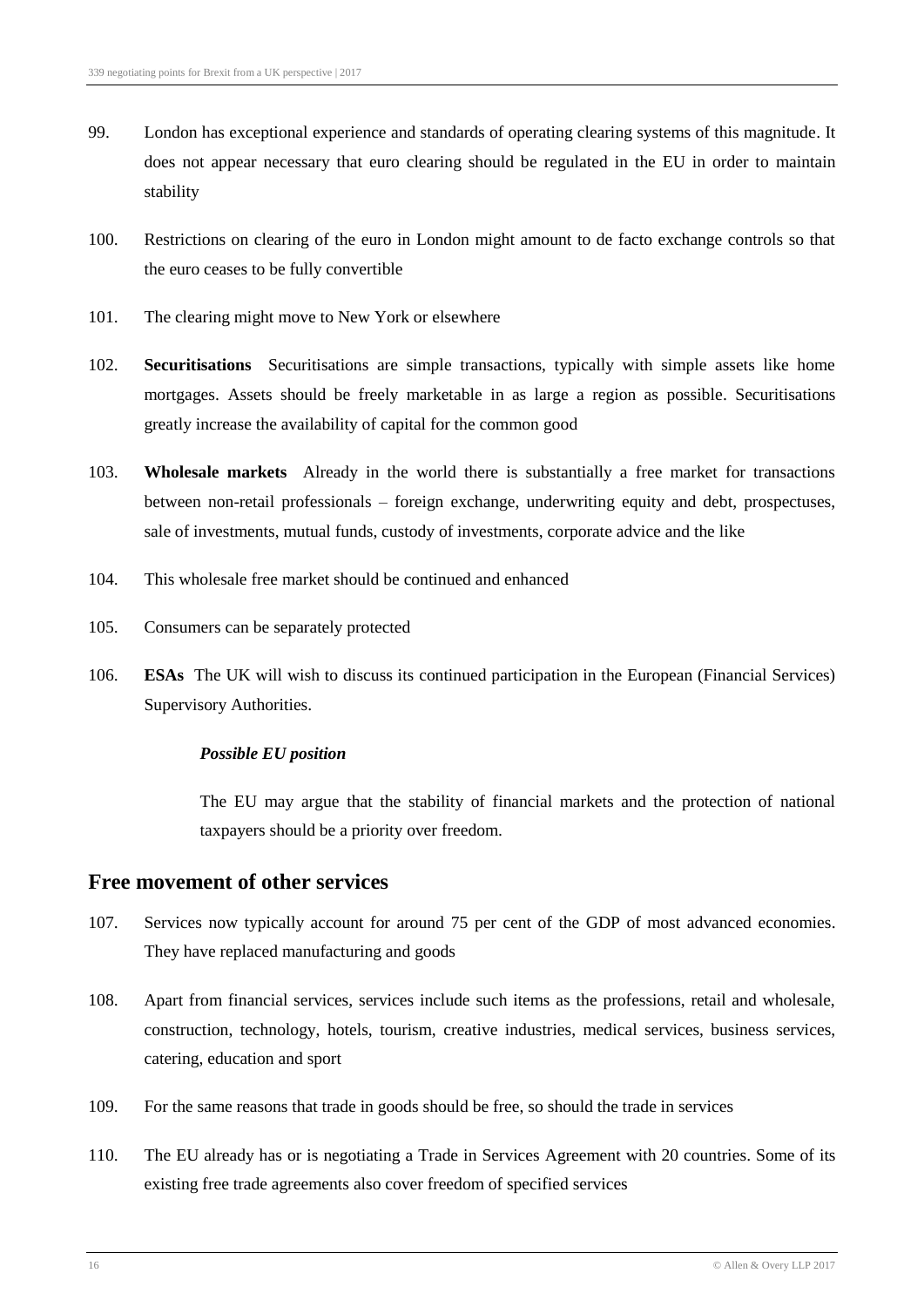99. London has exceptional experience and standards of operating clearing systems of this magnitude. It does not appear necessary that euro clearing should be regulated in the EU in order to maintain stability

100. Restrictions on clearing of the euro in London might amount to de facto exchange controls so that the euro ceases to be fully convertible

101. The clearing might move to New York or elsewhere

102. **Securitisations** Securitisations are simple transactions, typically with simple assets like home mortgages. Assets should be freely marketable in as large a region as possible. Securitisations greatly increase the availability of capital for the common good

103. **Wholesale markets** Already in the world there is substantially a free market for transactions between non-retail professionals – foreign exchange, underwriting equity and debt, prospectuses, sale of investments, mutual funds, custody of investments, corporate advice and the like

104. This wholesale free market should be continued and enhanced

105. Consumers can be separately protected

106. **ESAs** The UK will wish to discuss its continued participation in the European (Financial Services) Supervisory Authorities.

> ***Possible EU position***
>
> The EU may argue that the stability of financial markets and the protection of national taxpayers should be a priority over freedom.

## Free movement of other services

107. Services now typically account for around 75 per cent of the GDP of most advanced economies. They have replaced manufacturing and goods

108. Apart from financial services, services include such items as the professions, retail and wholesale, construction, technology, hotels, tourism, creative industries, medical services, business services, catering, education and sport

109. For the same reasons that trade in goods should be free, so should the trade in services

110. The EU already has or is negotiating a Trade in Services Agreement with 20 countries. Some of its existing free trade agreements also cover freedom of specified services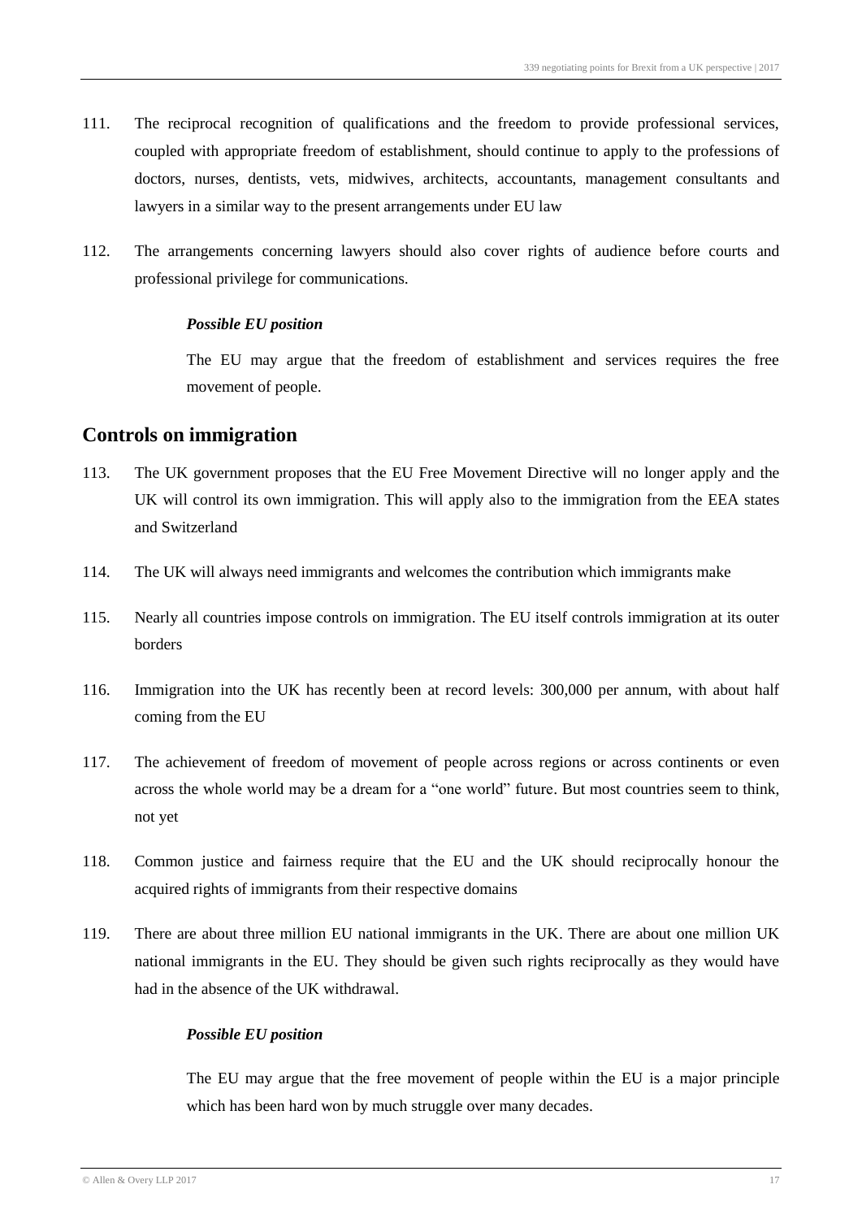111. The reciprocal recognition of qualifications and the freedom to provide professional services, coupled with appropriate freedom of establishment, should continue to apply to the professions of doctors, nurses, dentists, vets, midwives, architects, accountants, management consultants and lawyers in a similar way to the present arrangements under EU law

112. The arrangements concerning lawyers should also cover rights of audience before courts and professional privilege for communications.

> ***Possible EU position***
>
> The EU may argue that the freedom of establishment and services requires the free movement of people.

## Controls on immigration

113. The UK government proposes that the EU Free Movement Directive will no longer apply and the UK will control its own immigration. This will apply also to the immigration from the EEA states and Switzerland

114. The UK will always need immigrants and welcomes the contribution which immigrants make

115. Nearly all countries impose controls on immigration. The EU itself controls immigration at its outer borders

116. Immigration into the UK has recently been at record levels: 300,000 per annum, with about half coming from the EU

117. The achievement of freedom of movement of people across regions or across continents or even across the whole world may be a dream for a "one world" future. But most countries seem to think, not yet

118. Common justice and fairness require that the EU and the UK should reciprocally honour the acquired rights of immigrants from their respective domains

119. There are about three million EU national immigrants in the UK. There are about one million UK national immigrants in the EU. They should be given such rights reciprocally as they would have had in the absence of the UK withdrawal.

> ***Possible EU position***
>
> The EU may argue that the free movement of people within the EU is a major principle which has been hard won by much struggle over many decades.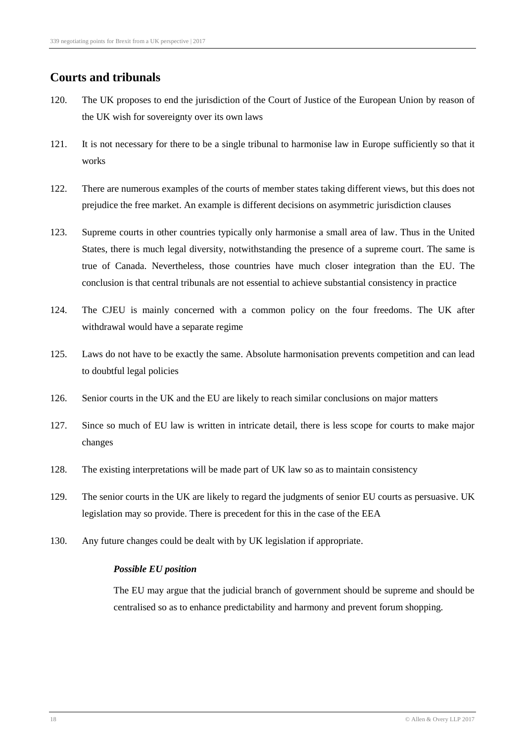## Courts and tribunals

120. The UK proposes to end the jurisdiction of the Court of Justice of the European Union by reason of the UK wish for sovereignty over its own laws

121. It is not necessary for there to be a single tribunal to harmonise law in Europe sufficiently so that it works

122. There are numerous examples of the courts of member states taking different views, but this does not prejudice the free market. An example is different decisions on asymmetric jurisdiction clauses

123. Supreme courts in other countries typically only harmonise a small area of law. Thus in the United States, there is much legal diversity, notwithstanding the presence of a supreme court. The same is true of Canada. Nevertheless, those countries have much closer integration than the EU. The conclusion is that central tribunals are not essential to achieve substantial consistency in practice

124. The CJEU is mainly concerned with a common policy on the four freedoms. The UK after withdrawal would have a separate regime

125. Laws do not have to be exactly the same. Absolute harmonisation prevents competition and can lead to doubtful legal policies

126. Senior courts in the UK and the EU are likely to reach similar conclusions on major matters

127. Since so much of EU law is written in intricate detail, there is less scope for courts to make major changes

128. The existing interpretations will be made part of UK law so as to maintain consistency

129. The senior courts in the UK are likely to regard the judgments of senior EU courts as persuasive. UK legislation may so provide. There is precedent for this in the case of the EEA

130. Any future changes could be dealt with by UK legislation if appropriate.

> ***Possible EU position***
>
> The EU may argue that the judicial branch of government should be supreme and should be centralised so as to enhance predictability and harmony and prevent forum shopping.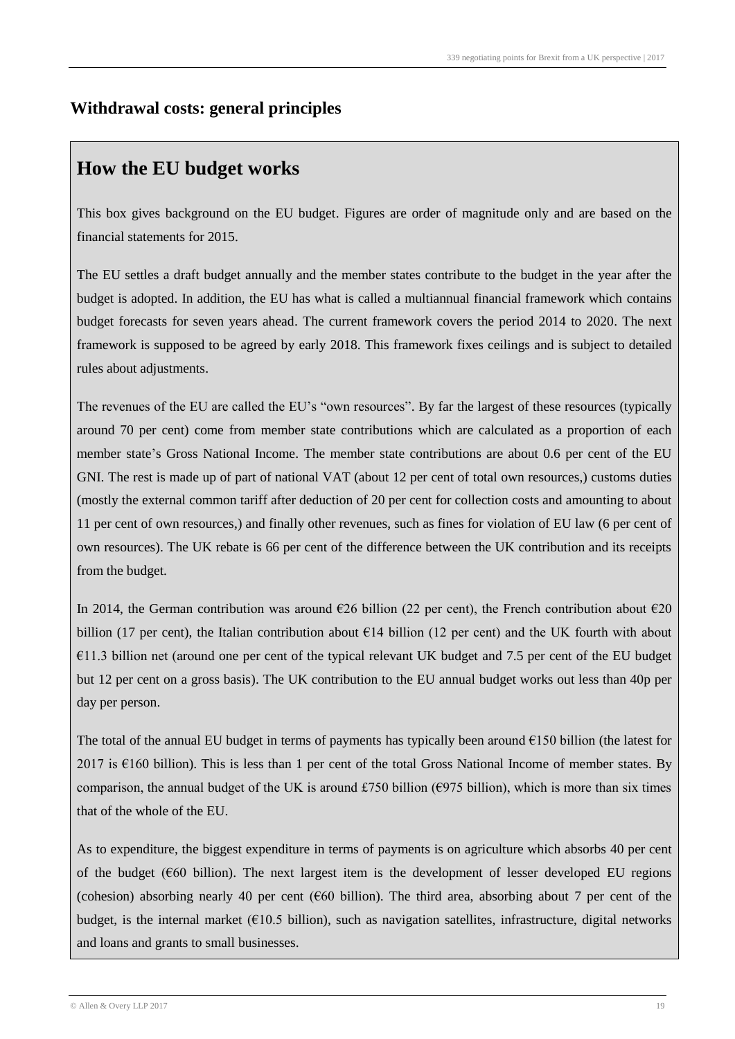## Withdrawal costs: general principles

### How the EU budget works

This box gives background on the EU budget. Figures are order of magnitude only and are based on the financial statements for 2015.

The EU settles a draft budget annually and the member states contribute to the budget in the year after the budget is adopted. In addition, the EU has what is called a multiannual financial framework which contains budget forecasts for seven years ahead. The current framework covers the period 2014 to 2020. The next framework is supposed to be agreed by early 2018. This framework fixes ceilings and is subject to detailed rules about adjustments.

The revenues of the EU are called the EU's "own resources". By far the largest of these resources (typically around 70 per cent) come from member state contributions which are calculated as a proportion of each member state's Gross National Income. The member state contributions are about 0.6 per cent of the EU GNI. The rest is made up of part of national VAT (about 12 per cent of total own resources,) customs duties (mostly the external common tariff after deduction of 20 per cent for collection costs and amounting to about 11 per cent of own resources,) and finally other revenues, such as fines for violation of EU law (6 per cent of own resources). The UK rebate is 66 per cent of the difference between the UK contribution and its receipts from the budget.

In 2014, the German contribution was around €26 billion (22 per cent), the French contribution about €20 billion (17 per cent), the Italian contribution about €14 billion (12 per cent) and the UK fourth with about €11.3 billion net (around one per cent of the typical relevant UK budget and 7.5 per cent of the EU budget but 12 per cent on a gross basis). The UK contribution to the EU annual budget works out less than 40p per day per person.

The total of the annual EU budget in terms of payments has typically been around €150 billion (the latest for 2017 is €160 billion). This is less than 1 per cent of the total Gross National Income of member states. By comparison, the annual budget of the UK is around £750 billion (€975 billion), which is more than six times that of the whole of the EU.

As to expenditure, the biggest expenditure in terms of payments is on agriculture which absorbs 40 per cent of the budget (€60 billion). The next largest item is the development of lesser developed EU regions (cohesion) absorbing nearly 40 per cent (€60 billion). The third area, absorbing about 7 per cent of the budget, is the internal market (€10.5 billion), such as navigation satellites, infrastructure, digital networks and loans and grants to small businesses.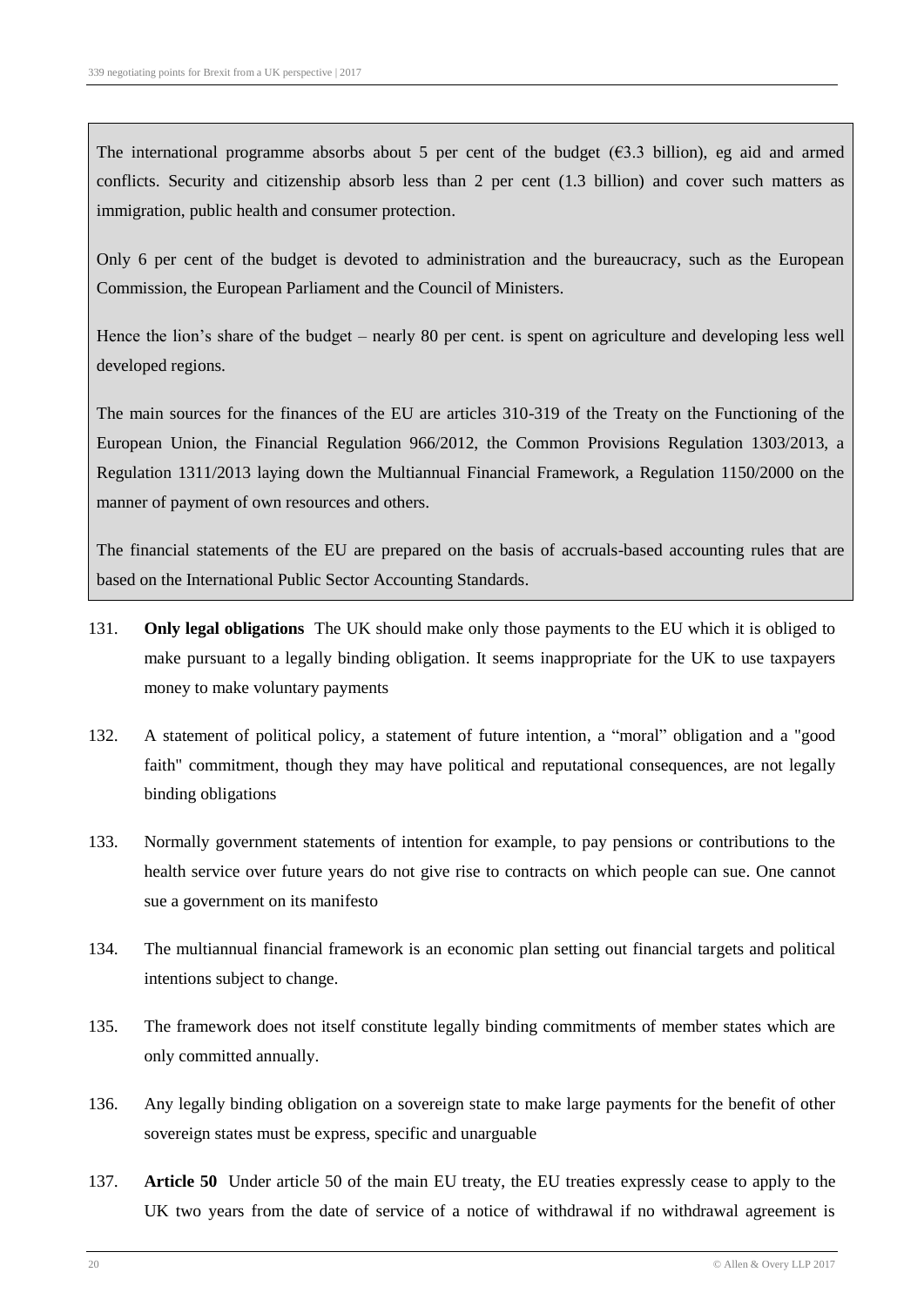The international programme absorbs about 5 per cent of the budget (€3.3 billion), eg aid and armed conflicts. Security and citizenship absorb less than 2 per cent (1.3 billion) and cover such matters as immigration, public health and consumer protection.

Only 6 per cent of the budget is devoted to administration and the bureaucracy, such as the European Commission, the European Parliament and the Council of Ministers.

Hence the lion's share of the budget – nearly 80 per cent. is spent on agriculture and developing less well developed regions.

The main sources for the finances of the EU are articles 310-319 of the Treaty on the Functioning of the European Union, the Financial Regulation 966/2012, the Common Provisions Regulation 1303/2013, a Regulation 1311/2013 laying down the Multiannual Financial Framework, a Regulation 1150/2000 on the manner of payment of own resources and others.

The financial statements of the EU are prepared on the basis of accruals-based accounting rules that are based on the International Public Sector Accounting Standards.

131. **Only legal obligations** The UK should make only those payments to the EU which it is obliged to make pursuant to a legally binding obligation. It seems inappropriate for the UK to use taxpayers money to make voluntary payments

132. A statement of political policy, a statement of future intention, a "moral" obligation and a "good faith" commitment, though they may have political and reputational consequences, are not legally binding obligations

133. Normally government statements of intention for example, to pay pensions or contributions to the health service over future years do not give rise to contracts on which people can sue. One cannot sue a government on its manifesto

134. The multiannual financial framework is an economic plan setting out financial targets and political intentions subject to change.

135. The framework does not itself constitute legally binding commitments of member states which are only committed annually.

136. Any legally binding obligation on a sovereign state to make large payments for the benefit of other sovereign states must be express, specific and unarguable

137. **Article 50** Under article 50 of the main EU treaty, the EU treaties expressly cease to apply to the UK two years from the date of service of a notice of withdrawal if no withdrawal agreement is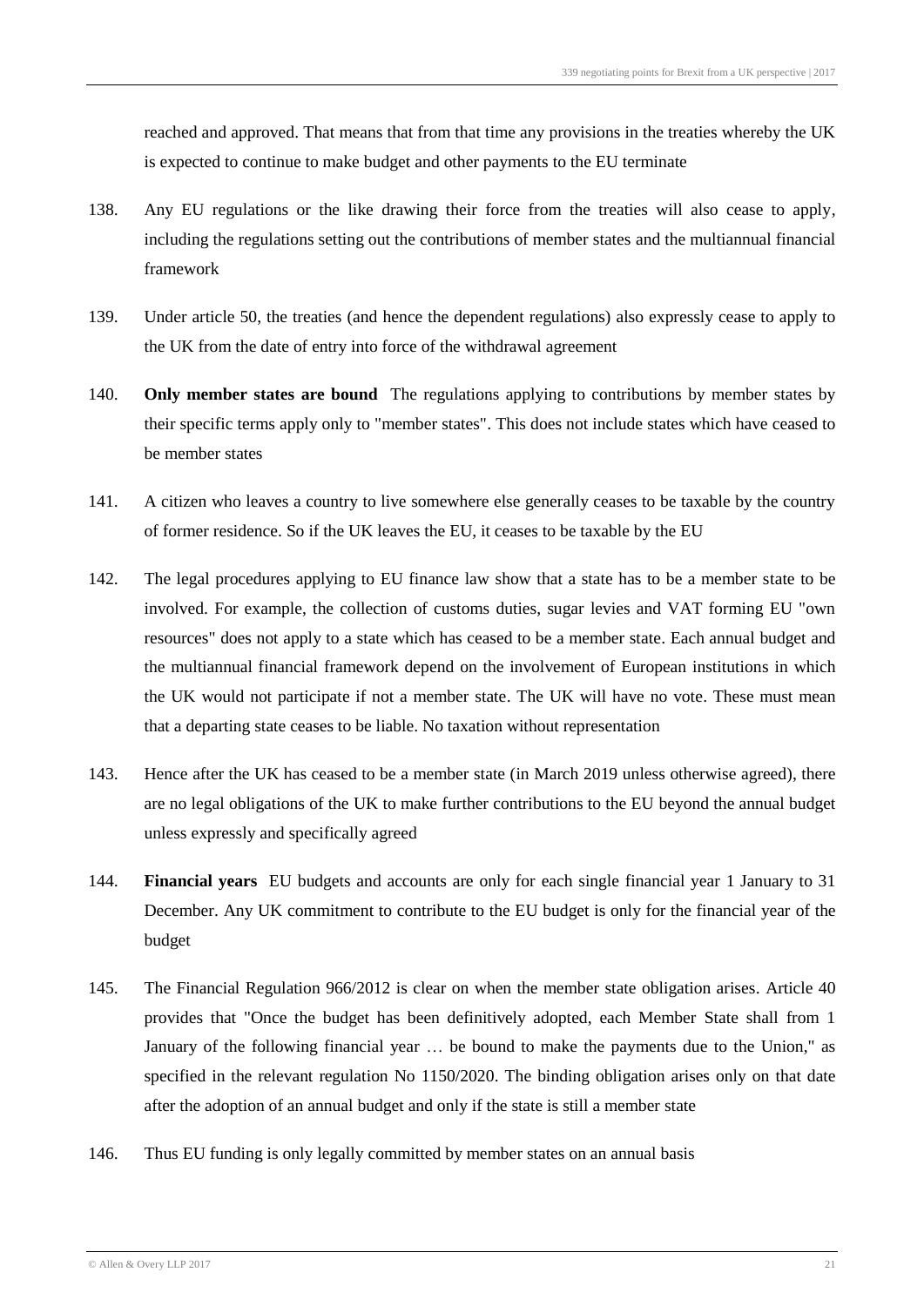reached and approved. That means that from that time any provisions in the treaties whereby the UK is expected to continue to make budget and other payments to the EU terminate

138. Any EU regulations or the like drawing their force from the treaties will also cease to apply, including the regulations setting out the contributions of member states and the multiannual financial framework

139. Under article 50, the treaties (and hence the dependent regulations) also expressly cease to apply to the UK from the date of entry into force of the withdrawal agreement

140. **Only member states are bound** The regulations applying to contributions by member states by their specific terms apply only to "member states". This does not include states which have ceased to be member states

141. A citizen who leaves a country to live somewhere else generally ceases to be taxable by the country of former residence. So if the UK leaves the EU, it ceases to be taxable by the EU

142. The legal procedures applying to EU finance law show that a state has to be a member state to be involved. For example, the collection of customs duties, sugar levies and VAT forming EU "own resources" does not apply to a state which has ceased to be a member state. Each annual budget and the multiannual financial framework depend on the involvement of European institutions in which the UK would not participate if not a member state. The UK will have no vote. These must mean that a departing state ceases to be liable. No taxation without representation

143. Hence after the UK has ceased to be a member state (in March 2019 unless otherwise agreed), there are no legal obligations of the UK to make further contributions to the EU beyond the annual budget unless expressly and specifically agreed

144. **Financial years** EU budgets and accounts are only for each single financial year 1 January to 31 December. Any UK commitment to contribute to the EU budget is only for the financial year of the budget

145. The Financial Regulation 966/2012 is clear on when the member state obligation arises. Article 40 provides that "Once the budget has been definitively adopted, each Member State shall from 1 January of the following financial year … be bound to make the payments due to the Union," as specified in the relevant regulation No 1150/2020. The binding obligation arises only on that date after the adoption of an annual budget and only if the state is still a member state

146. Thus EU funding is only legally committed by member states on an annual basis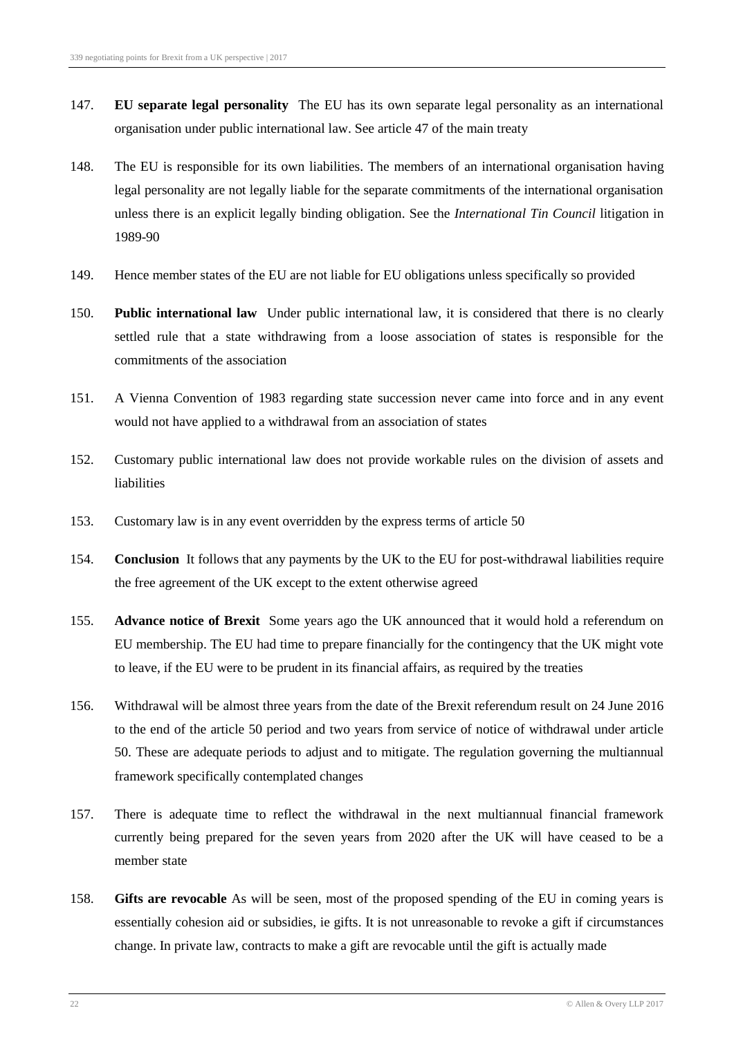147. **EU separate legal personality** The EU has its own separate legal personality as an international organisation under public international law. See article 47 of the main treaty

148. The EU is responsible for its own liabilities. The members of an international organisation having legal personality are not legally liable for the separate commitments of the international organisation unless there is an explicit legally binding obligation. See the *International Tin Council* litigation in 1989-90

149. Hence member states of the EU are not liable for EU obligations unless specifically so provided

150. **Public international law** Under public international law, it is considered that there is no clearly settled rule that a state withdrawing from a loose association of states is responsible for the commitments of the association

151. A Vienna Convention of 1983 regarding state succession never came into force and in any event would not have applied to a withdrawal from an association of states

152. Customary public international law does not provide workable rules on the division of assets and liabilities

153. Customary law is in any event overridden by the express terms of article 50

154. **Conclusion** It follows that any payments by the UK to the EU for post-withdrawal liabilities require the free agreement of the UK except to the extent otherwise agreed

155. **Advance notice of Brexit** Some years ago the UK announced that it would hold a referendum on EU membership. The EU had time to prepare financially for the contingency that the UK might vote to leave, if the EU were to be prudent in its financial affairs, as required by the treaties

156. Withdrawal will be almost three years from the date of the Brexit referendum result on 24 June 2016 to the end of the article 50 period and two years from service of notice of withdrawal under article 50. These are adequate periods to adjust and to mitigate. The regulation governing the multiannual framework specifically contemplated changes

157. There is adequate time to reflect the withdrawal in the next multiannual financial framework currently being prepared for the seven years from 2020 after the UK will have ceased to be a member state

158. **Gifts are revocable** As will be seen, most of the proposed spending of the EU in coming years is essentially cohesion aid or subsidies, ie gifts. It is not unreasonable to revoke a gift if circumstances change. In private law, contracts to make a gift are revocable until the gift is actually made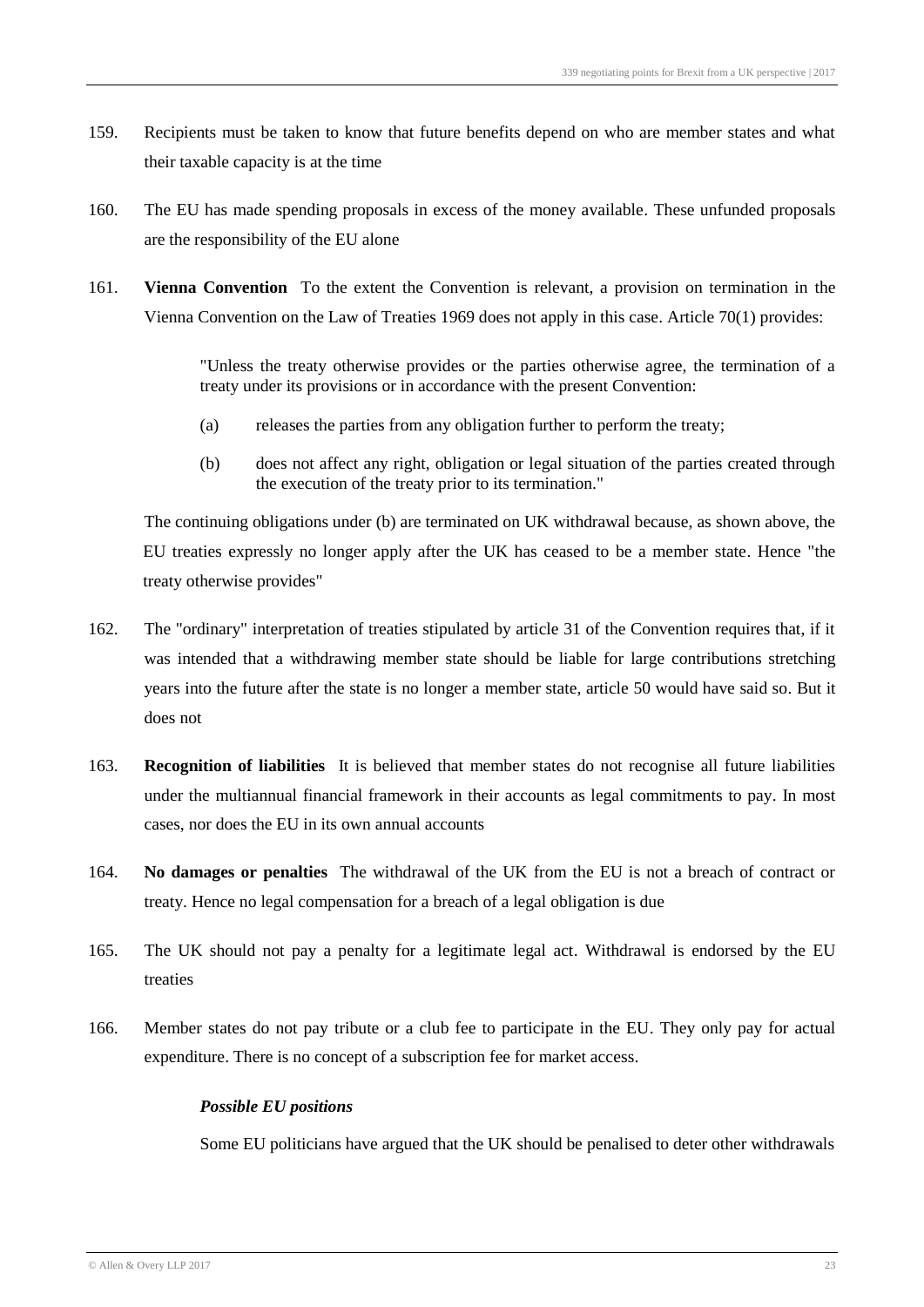159. Recipients must be taken to know that future benefits depend on who are member states and what their taxable capacity is at the time

160. The EU has made spending proposals in excess of the money available. These unfunded proposals are the responsibility of the EU alone

161. **Vienna Convention** To the extent the Convention is relevant, a provision on termination in the Vienna Convention on the Law of Treaties 1969 does not apply in this case. Article 70(1) provides:

> "Unless the treaty otherwise provides or the parties otherwise agree, the termination of a treaty under its provisions or in accordance with the present Convention:
>
> (a) releases the parties from any obligation further to perform the treaty;
>
> (b) does not affect any right, obligation or legal situation of the parties created through the execution of the treaty prior to its termination."

The continuing obligations under (b) are terminated on UK withdrawal because, as shown above, the EU treaties expressly no longer apply after the UK has ceased to be a member state. Hence "the treaty otherwise provides"

162. The "ordinary" interpretation of treaties stipulated by article 31 of the Convention requires that, if it was intended that a withdrawing member state should be liable for large contributions stretching years into the future after the state is no longer a member state, article 50 would have said so. But it does not

163. **Recognition of liabilities** It is believed that member states do not recognise all future liabilities under the multiannual financial framework in their accounts as legal commitments to pay. In most cases, nor does the EU in its own annual accounts

164. **No damages or penalties** The withdrawal of the UK from the EU is not a breach of contract or treaty. Hence no legal compensation for a breach of a legal obligation is due

165. The UK should not pay a penalty for a legitimate legal act. Withdrawal is endorsed by the EU treaties

166. Member states do not pay tribute or a club fee to participate in the EU. They only pay for actual expenditure. There is no concept of a subscription fee for market access.

***Possible EU positions***

Some EU politicians have argued that the UK should be penalised to deter other withdrawals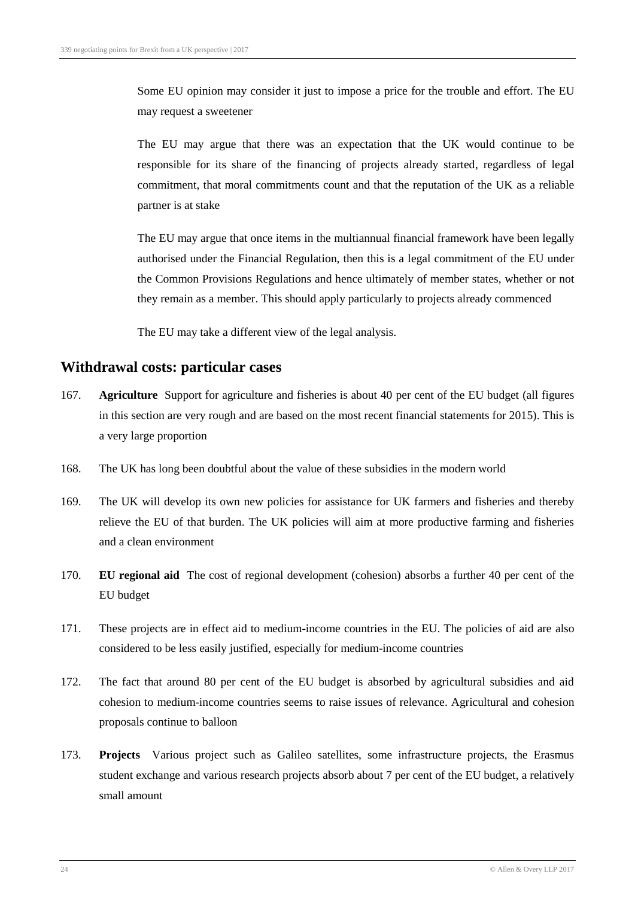Some EU opinion may consider it just to impose a price for the trouble and effort. The EU may request a sweetener

The EU may argue that there was an expectation that the UK would continue to be responsible for its share of the financing of projects already started, regardless of legal commitment, that moral commitments count and that the reputation of the UK as a reliable partner is at stake

The EU may argue that once items in the multiannual financial framework have been legally authorised under the Financial Regulation, then this is a legal commitment of the EU under the Common Provisions Regulations and hence ultimately of member states, whether or not they remain as a member. This should apply particularly to projects already commenced

The EU may take a different view of the legal analysis.

## Withdrawal costs: particular cases

167. **Agriculture** Support for agriculture and fisheries is about 40 per cent of the EU budget (all figures in this section are very rough and are based on the most recent financial statements for 2015). This is a very large proportion

168. The UK has long been doubtful about the value of these subsidies in the modern world

169. The UK will develop its own new policies for assistance for UK farmers and fisheries and thereby relieve the EU of that burden. The UK policies will aim at more productive farming and fisheries and a clean environment

170. **EU regional aid** The cost of regional development (cohesion) absorbs a further 40 per cent of the EU budget

171. These projects are in effect aid to medium-income countries in the EU. The policies of aid are also considered to be less easily justified, especially for medium-income countries

172. The fact that around 80 per cent of the EU budget is absorbed by agricultural subsidies and aid cohesion to medium-income countries seems to raise issues of relevance. Agricultural and cohesion proposals continue to balloon

173. **Projects** Various project such as Galileo satellites, some infrastructure projects, the Erasmus student exchange and various research projects absorb about 7 per cent of the EU budget, a relatively small amount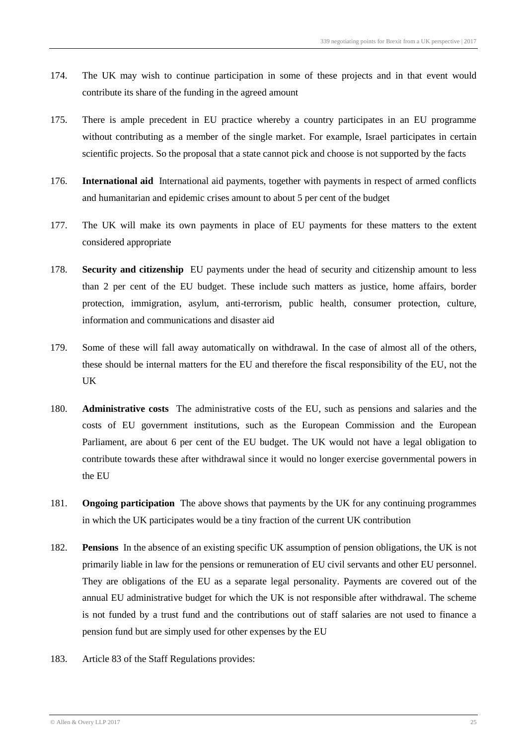174. The UK may wish to continue participation in some of these projects and in that event would contribute its share of the funding in the agreed amount

175. There is ample precedent in EU practice whereby a country participates in an EU programme without contributing as a member of the single market. For example, Israel participates in certain scientific projects. So the proposal that a state cannot pick and choose is not supported by the facts

176. **International aid** International aid payments, together with payments in respect of armed conflicts and humanitarian and epidemic crises amount to about 5 per cent of the budget

177. The UK will make its own payments in place of EU payments for these matters to the extent considered appropriate

178. **Security and citizenship** EU payments under the head of security and citizenship amount to less than 2 per cent of the EU budget. These include such matters as justice, home affairs, border protection, immigration, asylum, anti-terrorism, public health, consumer protection, culture, information and communications and disaster aid

179. Some of these will fall away automatically on withdrawal. In the case of almost all of the others, these should be internal matters for the EU and therefore the fiscal responsibility of the EU, not the UK

180. **Administrative costs** The administrative costs of the EU, such as pensions and salaries and the costs of EU government institutions, such as the European Commission and the European Parliament, are about 6 per cent of the EU budget. The UK would not have a legal obligation to contribute towards these after withdrawal since it would no longer exercise governmental powers in the EU

181. **Ongoing participation** The above shows that payments by the UK for any continuing programmes in which the UK participates would be a tiny fraction of the current UK contribution

182. **Pensions** In the absence of an existing specific UK assumption of pension obligations, the UK is not primarily liable in law for the pensions or remuneration of EU civil servants and other EU personnel. They are obligations of the EU as a separate legal personality. Payments are covered out of the annual EU administrative budget for which the UK is not responsible after withdrawal. The scheme is not funded by a trust fund and the contributions out of staff salaries are not used to finance a pension fund but are simply used for other expenses by the EU

183. Article 83 of the Staff Regulations provides: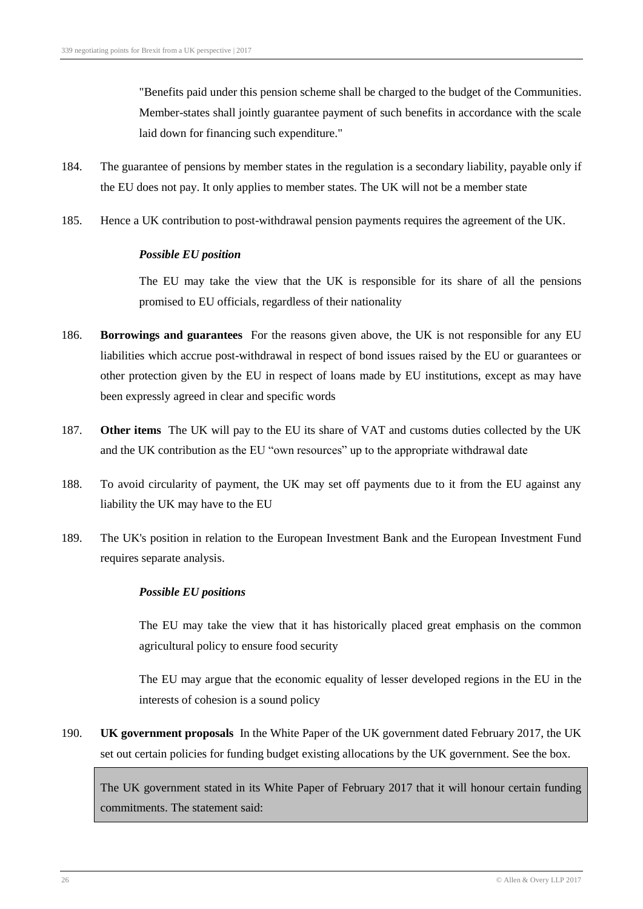"Benefits paid under this pension scheme shall be charged to the budget of the Communities. Member-states shall jointly guarantee payment of such benefits in accordance with the scale laid down for financing such expenditure."

184. The guarantee of pensions by member states in the regulation is a secondary liability, payable only if the EU does not pay. It only applies to member states. The UK will not be a member state

185. Hence a UK contribution to post-withdrawal pension payments requires the agreement of the UK.

*Possible EU position*

The EU may take the view that the UK is responsible for its share of all the pensions promised to EU officials, regardless of their nationality

186. **Borrowings and guarantees** For the reasons given above, the UK is not responsible for any EU liabilities which accrue post-withdrawal in respect of bond issues raised by the EU or guarantees or other protection given by the EU in respect of loans made by EU institutions, except as may have been expressly agreed in clear and specific words

187. **Other items** The UK will pay to the EU its share of VAT and customs duties collected by the UK and the UK contribution as the EU "own resources" up to the appropriate withdrawal date

188. To avoid circularity of payment, the UK may set off payments due to it from the EU against any liability the UK may have to the EU

189. The UK's position in relation to the European Investment Bank and the European Investment Fund requires separate analysis.

*Possible EU positions*

The EU may take the view that it has historically placed great emphasis on the common agricultural policy to ensure food security

The EU may argue that the economic equality of lesser developed regions in the EU in the interests of cohesion is a sound policy

190. **UK government proposals** In the White Paper of the UK government dated February 2017, the UK set out certain policies for funding budget existing allocations by the UK government. See the box.

> The UK government stated in its White Paper of February 2017 that it will honour certain funding commitments. The statement said: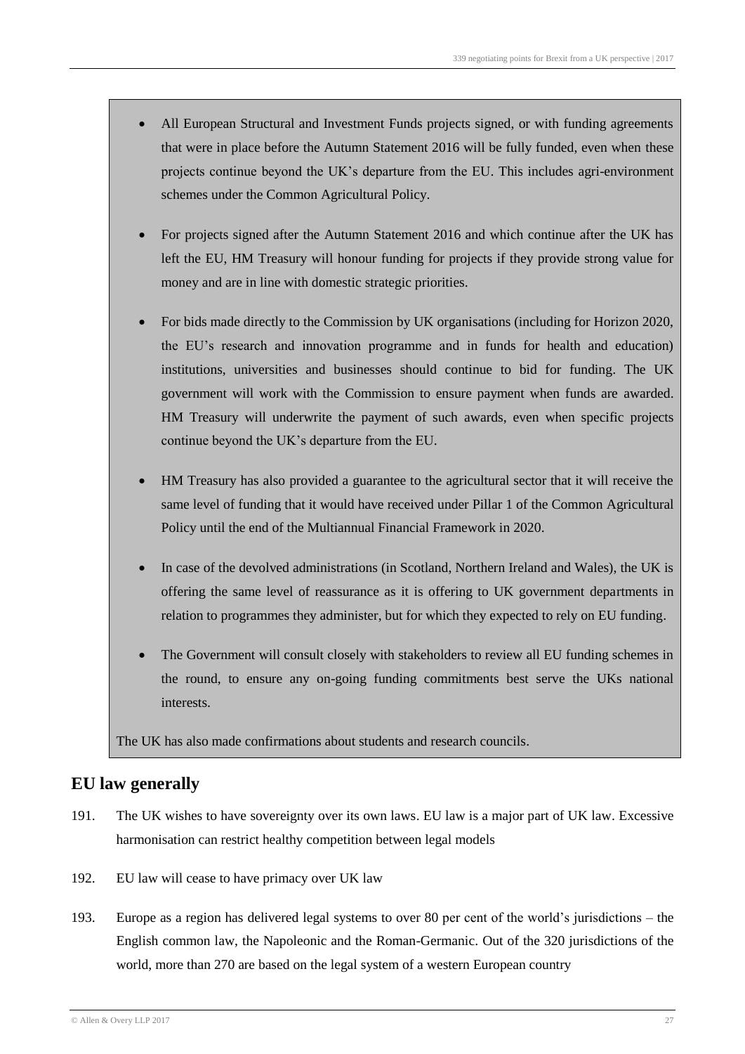- All European Structural and Investment Funds projects signed, or with funding agreements that were in place before the Autumn Statement 2016 will be fully funded, even when these projects continue beyond the UK's departure from the EU. This includes agri-environment schemes under the Common Agricultural Policy.
- For projects signed after the Autumn Statement 2016 and which continue after the UK has left the EU, HM Treasury will honour funding for projects if they provide strong value for money and are in line with domestic strategic priorities.
- For bids made directly to the Commission by UK organisations (including for Horizon 2020, the EU's research and innovation programme and in funds for health and education) institutions, universities and businesses should continue to bid for funding. The UK government will work with the Commission to ensure payment when funds are awarded. HM Treasury will underwrite the payment of such awards, even when specific projects continue beyond the UK's departure from the EU.
- HM Treasury has also provided a guarantee to the agricultural sector that it will receive the same level of funding that it would have received under Pillar 1 of the Common Agricultural Policy until the end of the Multiannual Financial Framework in 2020.
- In case of the devolved administrations (in Scotland, Northern Ireland and Wales), the UK is offering the same level of reassurance as it is offering to UK government departments in relation to programmes they administer, but for which they expected to rely on EU funding.
- The Government will consult closely with stakeholders to review all EU funding schemes in the round, to ensure any on-going funding commitments best serve the UKs national interests.

The UK has also made confirmations about students and research councils.

## EU law generally

191. The UK wishes to have sovereignty over its own laws. EU law is a major part of UK law. Excessive harmonisation can restrict healthy competition between legal models

192. EU law will cease to have primacy over UK law

193. Europe as a region has delivered legal systems to over 80 per cent of the world's jurisdictions – the English common law, the Napoleonic and the Roman-Germanic. Out of the 320 jurisdictions of the world, more than 270 are based on the legal system of a western European country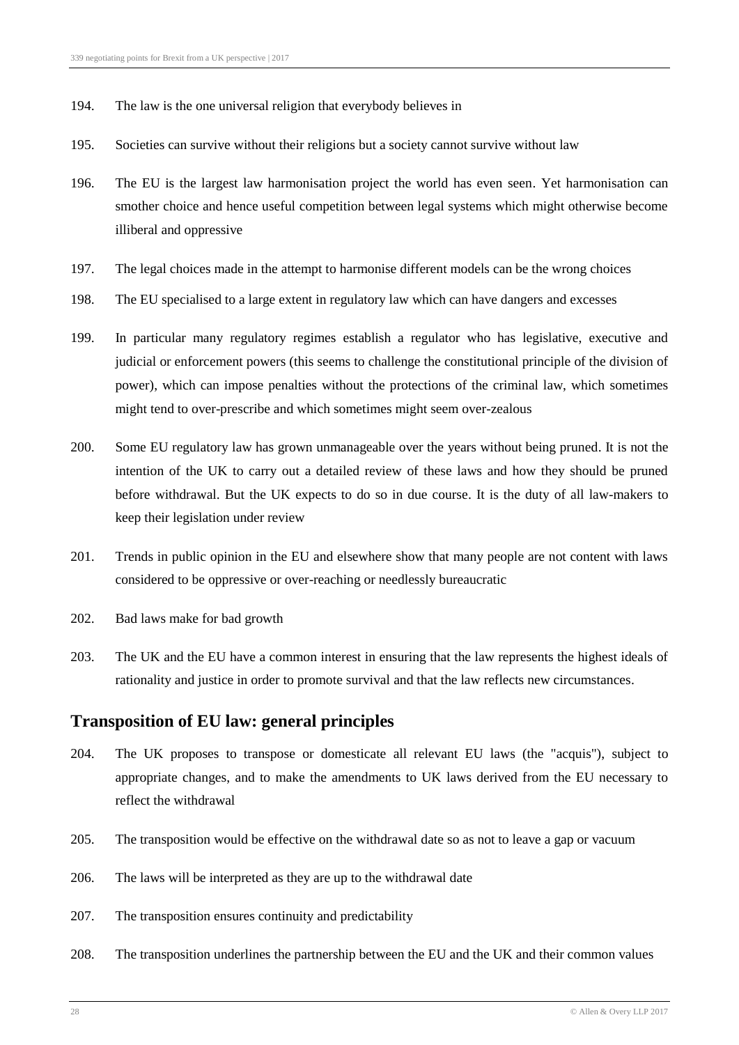194. The law is the one universal religion that everybody believes in

195. Societies can survive without their religions but a society cannot survive without law

196. The EU is the largest law harmonisation project the world has even seen. Yet harmonisation can smother choice and hence useful competition between legal systems which might otherwise become illiberal and oppressive

197. The legal choices made in the attempt to harmonise different models can be the wrong choices

198. The EU specialised to a large extent in regulatory law which can have dangers and excesses

199. In particular many regulatory regimes establish a regulator who has legislative, executive and judicial or enforcement powers (this seems to challenge the constitutional principle of the division of power), which can impose penalties without the protections of the criminal law, which sometimes might tend to over-prescribe and which sometimes might seem over-zealous

200. Some EU regulatory law has grown unmanageable over the years without being pruned. It is not the intention of the UK to carry out a detailed review of these laws and how they should be pruned before withdrawal. But the UK expects to do so in due course. It is the duty of all law-makers to keep their legislation under review

201. Trends in public opinion in the EU and elsewhere show that many people are not content with laws considered to be oppressive or over-reaching or needlessly bureaucratic

202. Bad laws make for bad growth

203. The UK and the EU have a common interest in ensuring that the law represents the highest ideals of rationality and justice in order to promote survival and that the law reflects new circumstances.

## Transposition of EU law: general principles

204. The UK proposes to transpose or domesticate all relevant EU laws (the "acquis"), subject to appropriate changes, and to make the amendments to UK laws derived from the EU necessary to reflect the withdrawal

205. The transposition would be effective on the withdrawal date so as not to leave a gap or vacuum

206. The laws will be interpreted as they are up to the withdrawal date

207. The transposition ensures continuity and predictability

208. The transposition underlines the partnership between the EU and the UK and their common values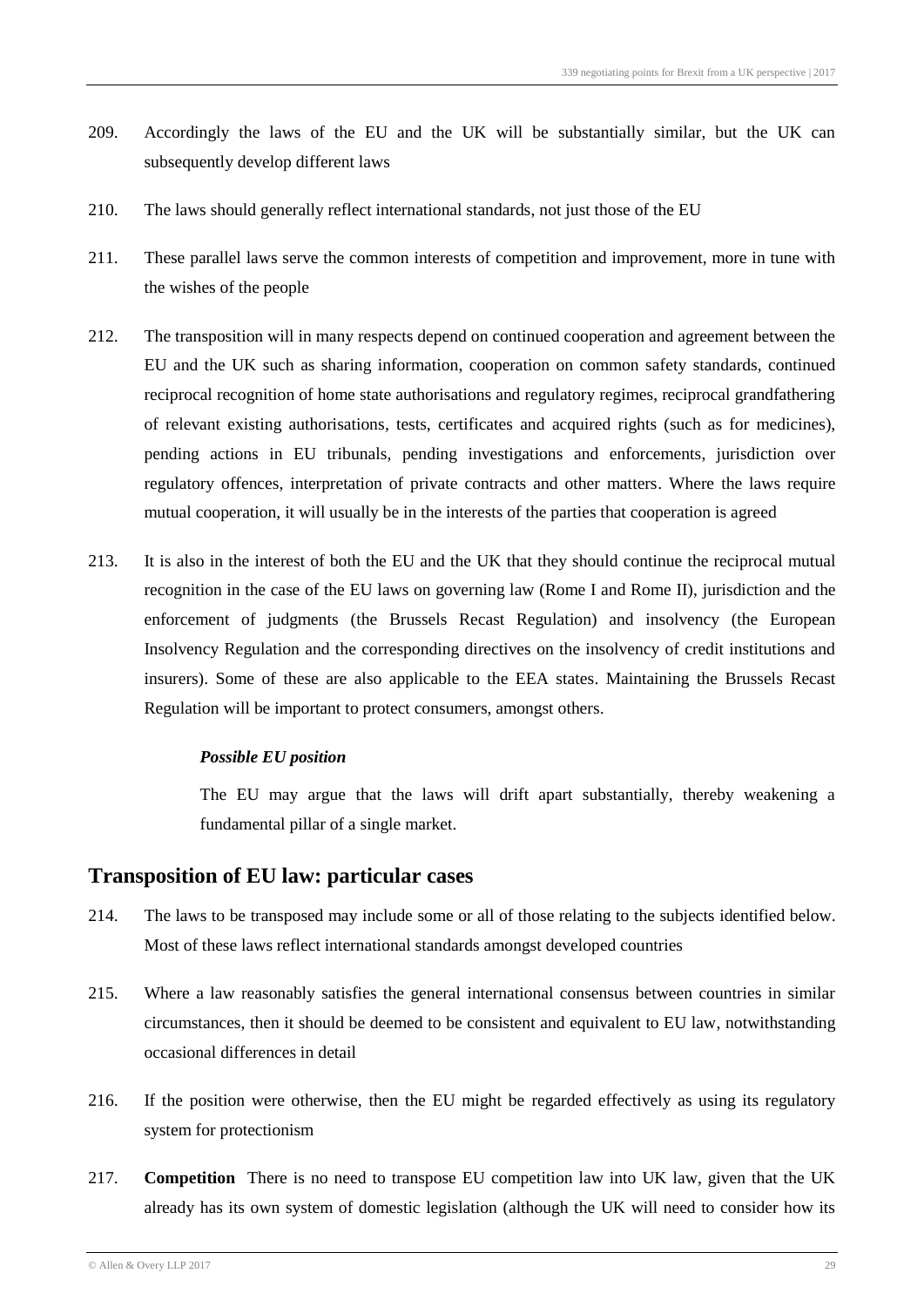209. Accordingly the laws of the EU and the UK will be substantially similar, but the UK can subsequently develop different laws

210. The laws should generally reflect international standards, not just those of the EU

211. These parallel laws serve the common interests of competition and improvement, more in tune with the wishes of the people

212. The transposition will in many respects depend on continued cooperation and agreement between the EU and the UK such as sharing information, cooperation on common safety standards, continued reciprocal recognition of home state authorisations and regulatory regimes, reciprocal grandfathering of relevant existing authorisations, tests, certificates and acquired rights (such as for medicines), pending actions in EU tribunals, pending investigations and enforcements, jurisdiction over regulatory offences, interpretation of private contracts and other matters. Where the laws require mutual cooperation, it will usually be in the interests of the parties that cooperation is agreed

213. It is also in the interest of both the EU and the UK that they should continue the reciprocal mutual recognition in the case of the EU laws on governing law (Rome I and Rome II), jurisdiction and the enforcement of judgments (the Brussels Recast Regulation) and insolvency (the European Insolvency Regulation and the corresponding directives on the insolvency of credit institutions and insurers). Some of these are also applicable to the EEA states. Maintaining the Brussels Recast Regulation will be important to protect consumers, amongst others.

> ***Possible EU position***
>
> The EU may argue that the laws will drift apart substantially, thereby weakening a fundamental pillar of a single market.

## Transposition of EU law: particular cases

214. The laws to be transposed may include some or all of those relating to the subjects identified below. Most of these laws reflect international standards amongst developed countries

215. Where a law reasonably satisfies the general international consensus between countries in similar circumstances, then it should be deemed to be consistent and equivalent to EU law, notwithstanding occasional differences in detail

216. If the position were otherwise, then the EU might be regarded effectively as using its regulatory system for protectionism

217. **Competition** There is no need to transpose EU competition law into UK law, given that the UK already has its own system of domestic legislation (although the UK will need to consider how its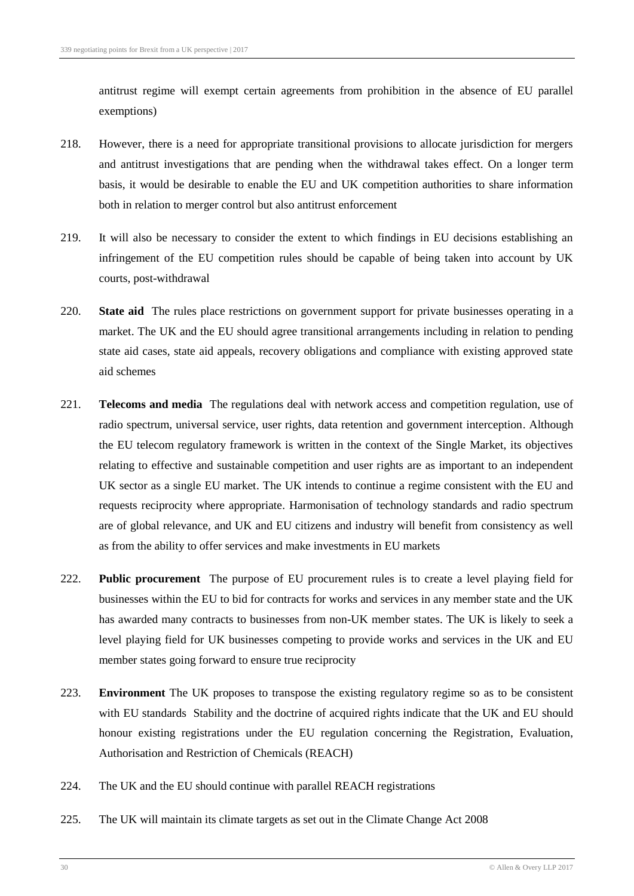antitrust regime will exempt certain agreements from prohibition in the absence of EU parallel exemptions)

218. However, there is a need for appropriate transitional provisions to allocate jurisdiction for mergers and antitrust investigations that are pending when the withdrawal takes effect. On a longer term basis, it would be desirable to enable the EU and UK competition authorities to share information both in relation to merger control but also antitrust enforcement

219. It will also be necessary to consider the extent to which findings in EU decisions establishing an infringement of the EU competition rules should be capable of being taken into account by UK courts, post-withdrawal

220. **State aid** The rules place restrictions on government support for private businesses operating in a market. The UK and the EU should agree transitional arrangements including in relation to pending state aid cases, state aid appeals, recovery obligations and compliance with existing approved state aid schemes

221. **Telecoms and media** The regulations deal with network access and competition regulation, use of radio spectrum, universal service, user rights, data retention and government interception. Although the EU telecom regulatory framework is written in the context of the Single Market, its objectives relating to effective and sustainable competition and user rights are as important to an independent UK sector as a single EU market. The UK intends to continue a regime consistent with the EU and requests reciprocity where appropriate. Harmonisation of technology standards and radio spectrum are of global relevance, and UK and EU citizens and industry will benefit from consistency as well as from the ability to offer services and make investments in EU markets

222. **Public procurement** The purpose of EU procurement rules is to create a level playing field for businesses within the EU to bid for contracts for works and services in any member state and the UK has awarded many contracts to businesses from non-UK member states. The UK is likely to seek a level playing field for UK businesses competing to provide works and services in the UK and EU member states going forward to ensure true reciprocity

223. **Environment** The UK proposes to transpose the existing regulatory regime so as to be consistent with EU standards Stability and the doctrine of acquired rights indicate that the UK and EU should honour existing registrations under the EU regulation concerning the Registration, Evaluation, Authorisation and Restriction of Chemicals (REACH)

224. The UK and the EU should continue with parallel REACH registrations

225. The UK will maintain its climate targets as set out in the Climate Change Act 2008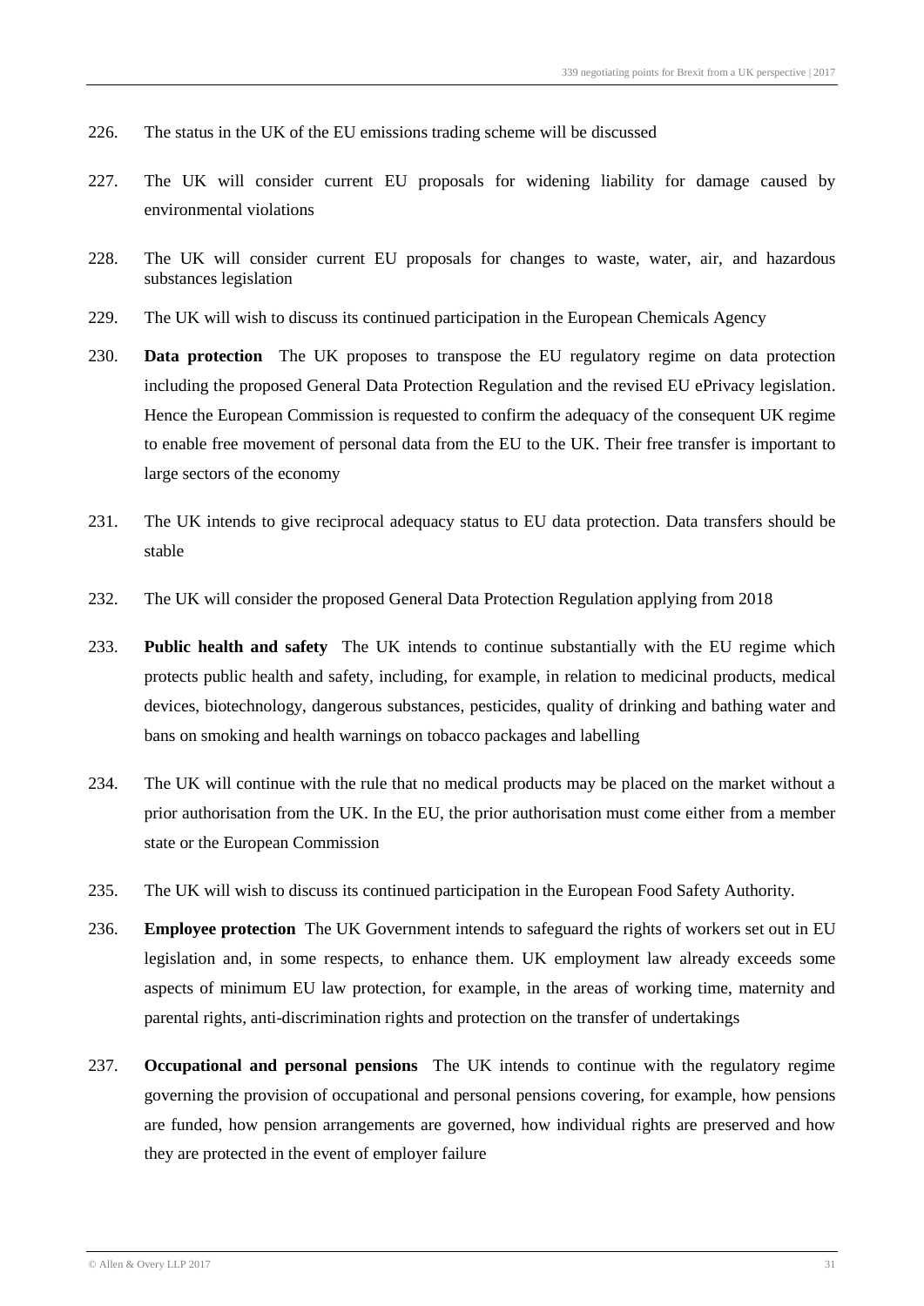226. The status in the UK of the EU emissions trading scheme will be discussed

227. The UK will consider current EU proposals for widening liability for damage caused by environmental violations

228. The UK will consider current EU proposals for changes to waste, water, air, and hazardous substances legislation

229. The UK will wish to discuss its continued participation in the European Chemicals Agency

230. **Data protection** The UK proposes to transpose the EU regulatory regime on data protection including the proposed General Data Protection Regulation and the revised EU ePrivacy legislation. Hence the European Commission is requested to confirm the adequacy of the consequent UK regime to enable free movement of personal data from the EU to the UK. Their free transfer is important to large sectors of the economy

231. The UK intends to give reciprocal adequacy status to EU data protection. Data transfers should be stable

232. The UK will consider the proposed General Data Protection Regulation applying from 2018

233. **Public health and safety** The UK intends to continue substantially with the EU regime which protects public health and safety, including, for example, in relation to medicinal products, medical devices, biotechnology, dangerous substances, pesticides, quality of drinking and bathing water and bans on smoking and health warnings on tobacco packages and labelling

234. The UK will continue with the rule that no medical products may be placed on the market without a prior authorisation from the UK. In the EU, the prior authorisation must come either from a member state or the European Commission

235. The UK will wish to discuss its continued participation in the European Food Safety Authority.

236. **Employee protection** The UK Government intends to safeguard the rights of workers set out in EU legislation and, in some respects, to enhance them. UK employment law already exceeds some aspects of minimum EU law protection, for example, in the areas of working time, maternity and parental rights, anti-discrimination rights and protection on the transfer of undertakings

237. **Occupational and personal pensions** The UK intends to continue with the regulatory regime governing the provision of occupational and personal pensions covering, for example, how pensions are funded, how pension arrangements are governed, how individual rights are preserved and how they are protected in the event of employer failure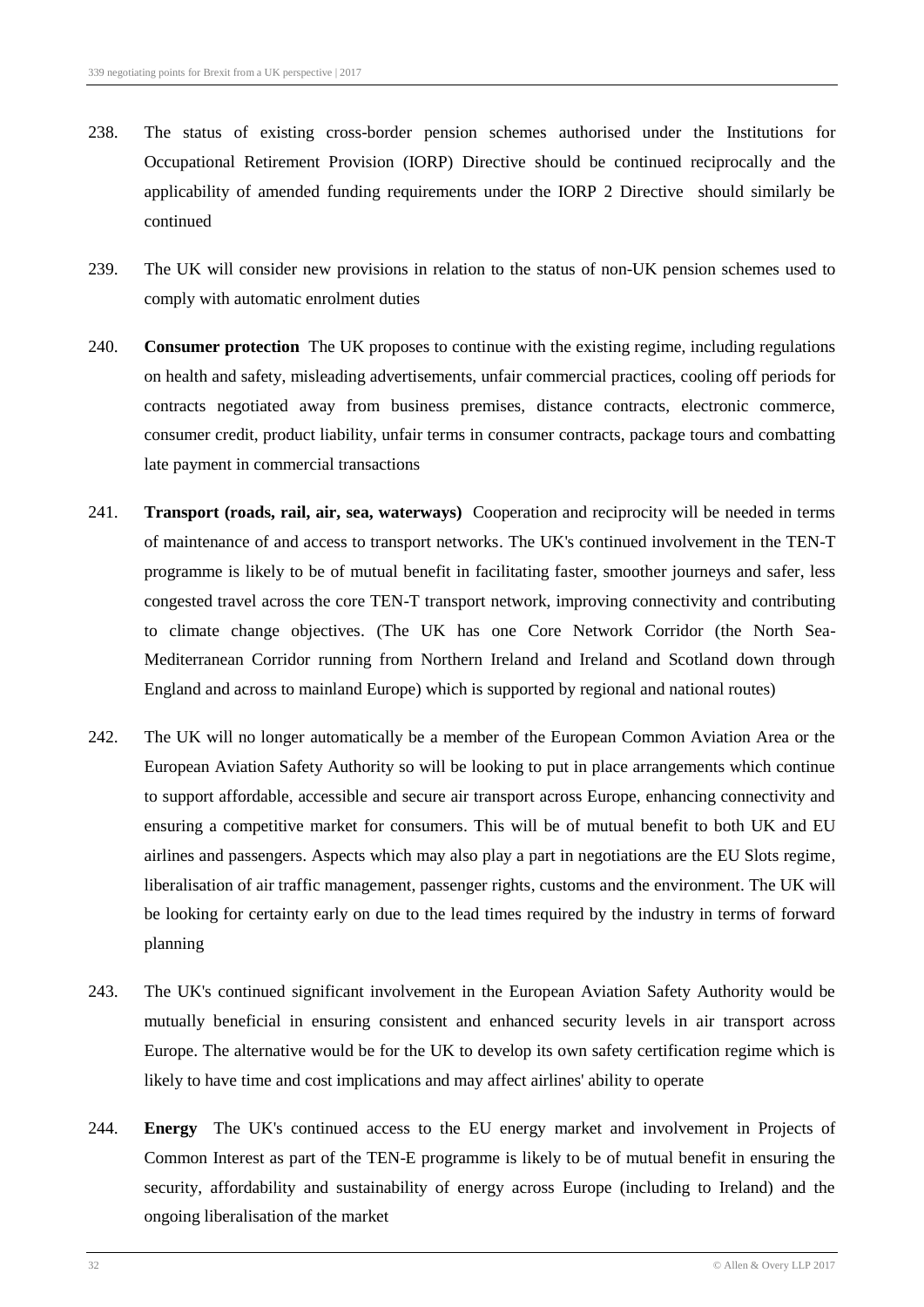238. The status of existing cross-border pension schemes authorised under the Institutions for Occupational Retirement Provision (IORP) Directive should be continued reciprocally and the applicability of amended funding requirements under the IORP 2 Directive should similarly be continued

239. The UK will consider new provisions in relation to the status of non-UK pension schemes used to comply with automatic enrolment duties

240. **Consumer protection** The UK proposes to continue with the existing regime, including regulations on health and safety, misleading advertisements, unfair commercial practices, cooling off periods for contracts negotiated away from business premises, distance contracts, electronic commerce, consumer credit, product liability, unfair terms in consumer contracts, package tours and combatting late payment in commercial transactions

241. **Transport (roads, rail, air, sea, waterways)** Cooperation and reciprocity will be needed in terms of maintenance of and access to transport networks. The UK's continued involvement in the TEN-T programme is likely to be of mutual benefit in facilitating faster, smoother journeys and safer, less congested travel across the core TEN-T transport network, improving connectivity and contributing to climate change objectives. (The UK has one Core Network Corridor (the North Sea-Mediterranean Corridor running from Northern Ireland and Ireland and Scotland down through England and across to mainland Europe) which is supported by regional and national routes)

242. The UK will no longer automatically be a member of the European Common Aviation Area or the European Aviation Safety Authority so will be looking to put in place arrangements which continue to support affordable, accessible and secure air transport across Europe, enhancing connectivity and ensuring a competitive market for consumers. This will be of mutual benefit to both UK and EU airlines and passengers. Aspects which may also play a part in negotiations are the EU Slots regime, liberalisation of air traffic management, passenger rights, customs and the environment. The UK will be looking for certainty early on due to the lead times required by the industry in terms of forward planning

243. The UK's continued significant involvement in the European Aviation Safety Authority would be mutually beneficial in ensuring consistent and enhanced security levels in air transport across Europe. The alternative would be for the UK to develop its own safety certification regime which is likely to have time and cost implications and may affect airlines' ability to operate

244. **Energy** The UK's continued access to the EU energy market and involvement in Projects of Common Interest as part of the TEN-E programme is likely to be of mutual benefit in ensuring the security, affordability and sustainability of energy across Europe (including to Ireland) and the ongoing liberalisation of the market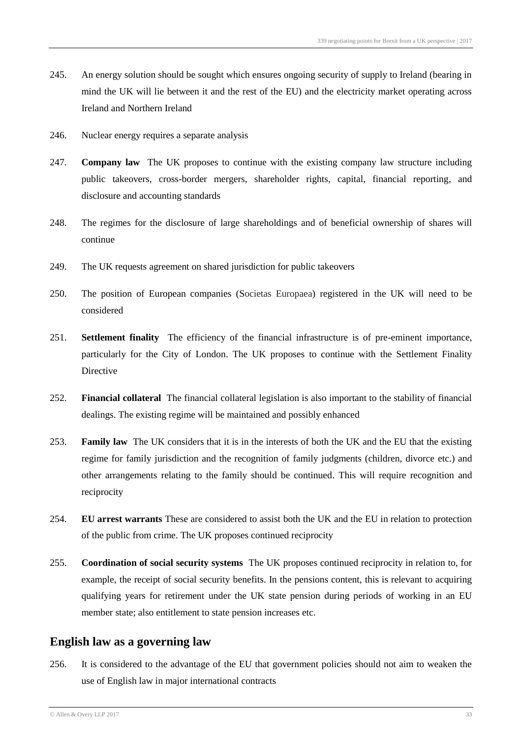245. An energy solution should be sought which ensures ongoing security of supply to Ireland (bearing in mind the UK will lie between it and the rest of the EU) and the electricity market operating across Ireland and Northern Ireland

246. Nuclear energy requires a separate analysis

247. **Company law** The UK proposes to continue with the existing company law structure including public takeovers, cross-border mergers, shareholder rights, capital, financial reporting, and disclosure and accounting standards

248. The regimes for the disclosure of large shareholdings and of beneficial ownership of shares will continue

249. The UK requests agreement on shared jurisdiction for public takeovers

250. The position of European companies (Societas Europaea) registered in the UK will need to be considered

251. **Settlement finality** The efficiency of the financial infrastructure is of pre-eminent importance, particularly for the City of London. The UK proposes to continue with the Settlement Finality Directive

252. **Financial collateral** The financial collateral legislation is also important to the stability of financial dealings. The existing regime will be maintained and possibly enhanced

253. **Family law** The UK considers that it is in the interests of both the UK and the EU that the existing regime for family jurisdiction and the recognition of family judgments (children, divorce etc.) and other arrangements relating to the family should be continued. This will require recognition and reciprocity

254. **EU arrest warrants** These are considered to assist both the UK and the EU in relation to protection of the public from crime. The UK proposes continued reciprocity

255. **Coordination of social security systems** The UK proposes continued reciprocity in relation to, for example, the receipt of social security benefits. In the pensions content, this is relevant to acquiring qualifying years for retirement under the UK state pension during periods of working in an EU member state; also entitlement to state pension increases etc.

## English law as a governing law

256. It is considered to the advantage of the EU that government policies should not aim to weaken the use of English law in major international contracts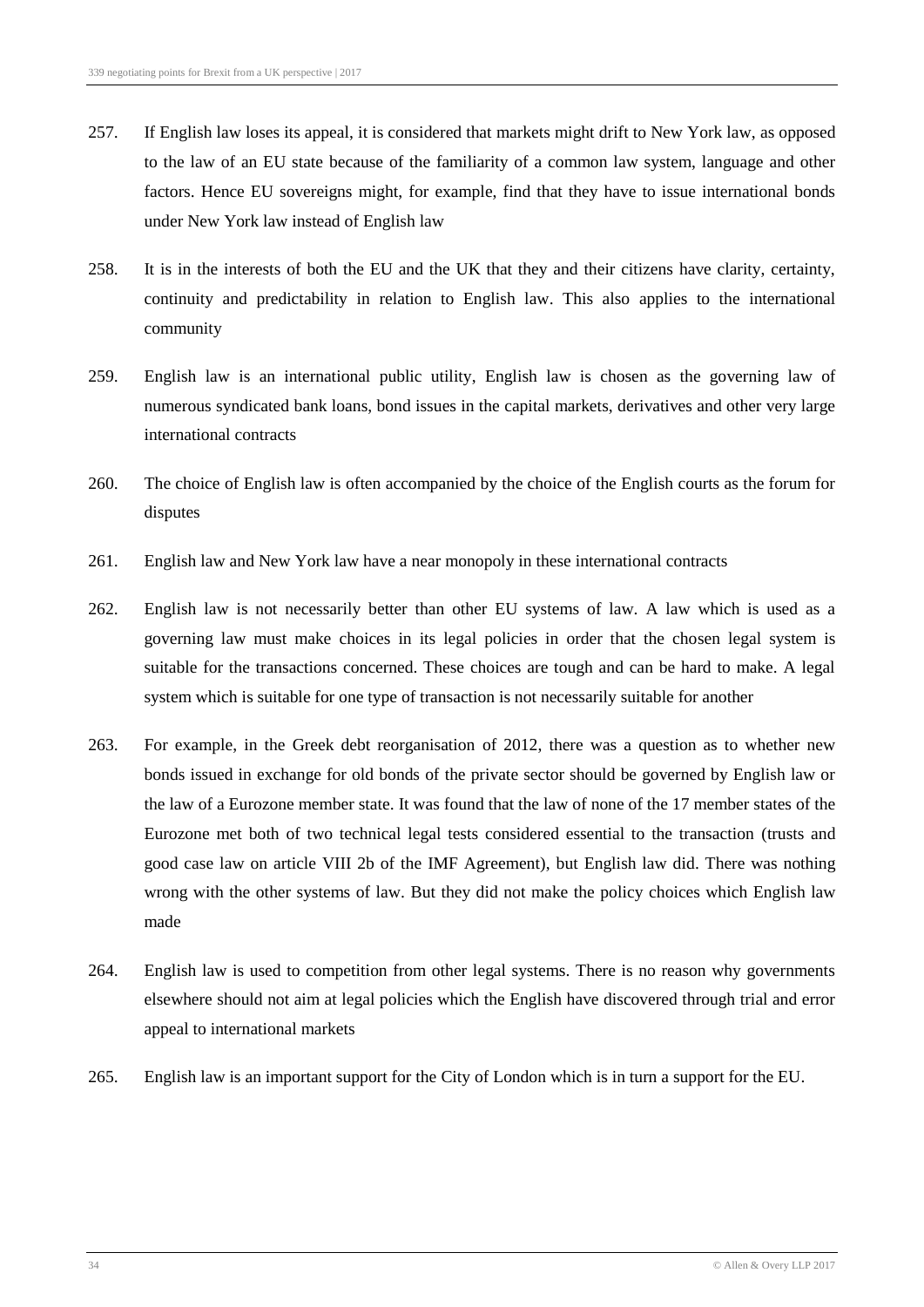257. If English law loses its appeal, it is considered that markets might drift to New York law, as opposed to the law of an EU state because of the familiarity of a common law system, language and other factors. Hence EU sovereigns might, for example, find that they have to issue international bonds under New York law instead of English law

258. It is in the interests of both the EU and the UK that they and their citizens have clarity, certainty, continuity and predictability in relation to English law. This also applies to the international community

259. English law is an international public utility, English law is chosen as the governing law of numerous syndicated bank loans, bond issues in the capital markets, derivatives and other very large international contracts

260. The choice of English law is often accompanied by the choice of the English courts as the forum for disputes

261. English law and New York law have a near monopoly in these international contracts

262. English law is not necessarily better than other EU systems of law. A law which is used as a governing law must make choices in its legal policies in order that the chosen legal system is suitable for the transactions concerned. These choices are tough and can be hard to make. A legal system which is suitable for one type of transaction is not necessarily suitable for another

263. For example, in the Greek debt reorganisation of 2012, there was a question as to whether new bonds issued in exchange for old bonds of the private sector should be governed by English law or the law of a Eurozone member state. It was found that the law of none of the 17 member states of the Eurozone met both of two technical legal tests considered essential to the transaction (trusts and good case law on article VIII 2b of the IMF Agreement), but English law did. There was nothing wrong with the other systems of law. But they did not make the policy choices which English law made

264. English law is used to competition from other legal systems. There is no reason why governments elsewhere should not aim at legal policies which the English have discovered through trial and error appeal to international markets

265. English law is an important support for the City of London which is in turn a support for the EU.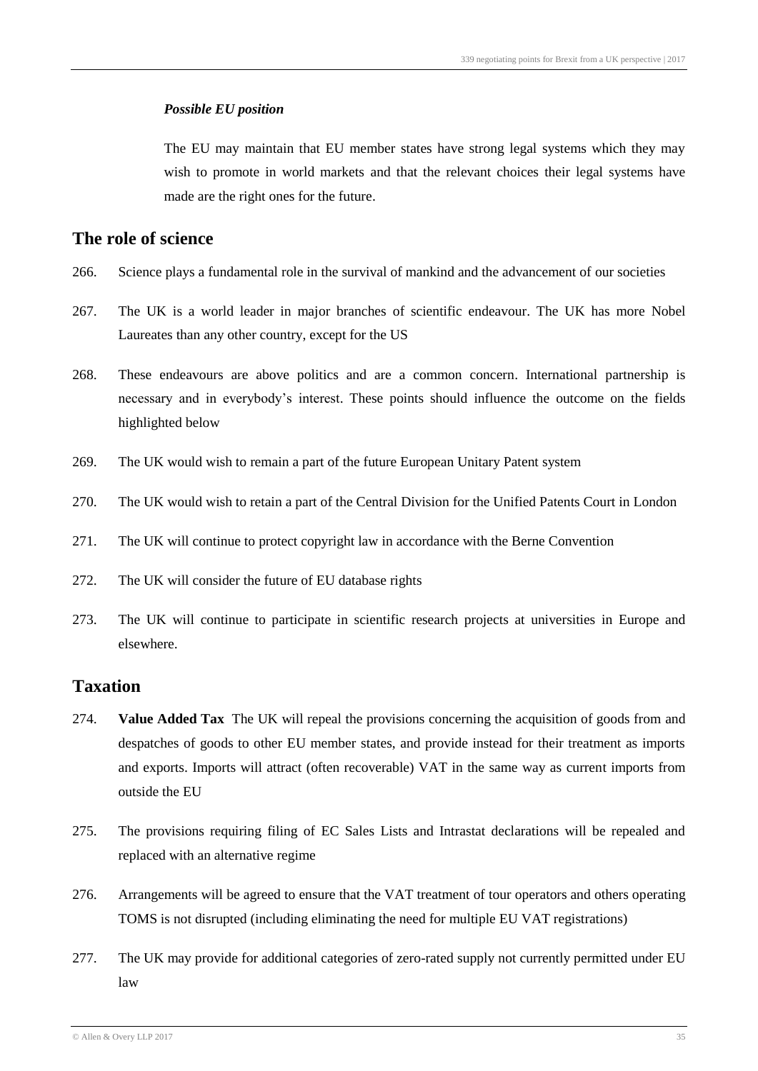*Possible EU position*

The EU may maintain that EU member states have strong legal systems which they may wish to promote in world markets and that the relevant choices their legal systems have made are the right ones for the future.

## The role of science

266. Science plays a fundamental role in the survival of mankind and the advancement of our societies

267. The UK is a world leader in major branches of scientific endeavour. The UK has more Nobel Laureates than any other country, except for the US

268. These endeavours are above politics and are a common concern. International partnership is necessary and in everybody's interest. These points should influence the outcome on the fields highlighted below

269. The UK would wish to remain a part of the future European Unitary Patent system

270. The UK would wish to retain a part of the Central Division for the Unified Patents Court in London

271. The UK will continue to protect copyright law in accordance with the Berne Convention

272. The UK will consider the future of EU database rights

273. The UK will continue to participate in scientific research projects at universities in Europe and elsewhere.

## Taxation

274. **Value Added Tax** The UK will repeal the provisions concerning the acquisition of goods from and despatches of goods to other EU member states, and provide instead for their treatment as imports and exports. Imports will attract (often recoverable) VAT in the same way as current imports from outside the EU

275. The provisions requiring filing of EC Sales Lists and Intrastat declarations will be repealed and replaced with an alternative regime

276. Arrangements will be agreed to ensure that the VAT treatment of tour operators and others operating TOMS is not disrupted (including eliminating the need for multiple EU VAT registrations)

277. The UK may provide for additional categories of zero-rated supply not currently permitted under EU law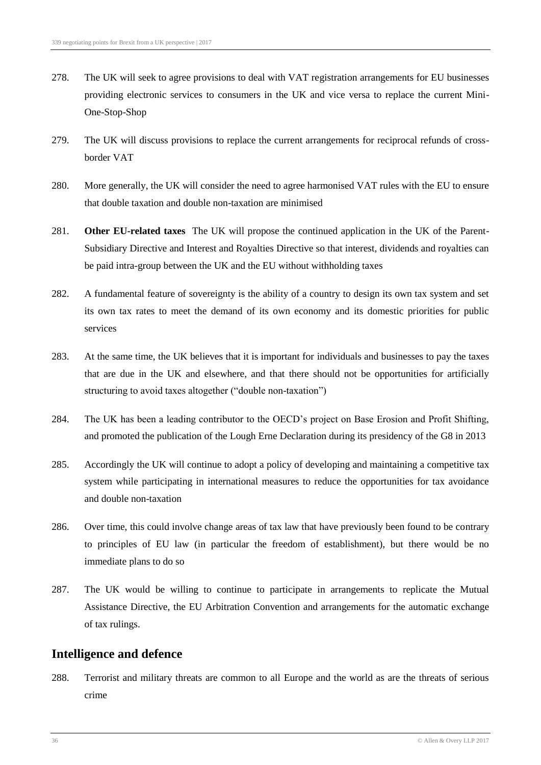278. The UK will seek to agree provisions to deal with VAT registration arrangements for EU businesses providing electronic services to consumers in the UK and vice versa to replace the current Mini-One-Stop-Shop

279. The UK will discuss provisions to replace the current arrangements for reciprocal refunds of cross-border VAT

280. More generally, the UK will consider the need to agree harmonised VAT rules with the EU to ensure that double taxation and double non-taxation are minimised

281. **Other EU-related taxes** The UK will propose the continued application in the UK of the Parent-Subsidiary Directive and Interest and Royalties Directive so that interest, dividends and royalties can be paid intra-group between the UK and the EU without withholding taxes

282. A fundamental feature of sovereignty is the ability of a country to design its own tax system and set its own tax rates to meet the demand of its own economy and its domestic priorities for public services

283. At the same time, the UK believes that it is important for individuals and businesses to pay the taxes that are due in the UK and elsewhere, and that there should not be opportunities for artificially structuring to avoid taxes altogether ("double non-taxation")

284. The UK has been a leading contributor to the OECD's project on Base Erosion and Profit Shifting, and promoted the publication of the Lough Erne Declaration during its presidency of the G8 in 2013

285. Accordingly the UK will continue to adopt a policy of developing and maintaining a competitive tax system while participating in international measures to reduce the opportunities for tax avoidance and double non-taxation

286. Over time, this could involve change areas of tax law that have previously been found to be contrary to principles of EU law (in particular the freedom of establishment), but there would be no immediate plans to do so

287. The UK would be willing to continue to participate in arrangements to replicate the Mutual Assistance Directive, the EU Arbitration Convention and arrangements for the automatic exchange of tax rulings.

## Intelligence and defence

288. Terrorist and military threats are common to all Europe and the world as are the threats of serious crime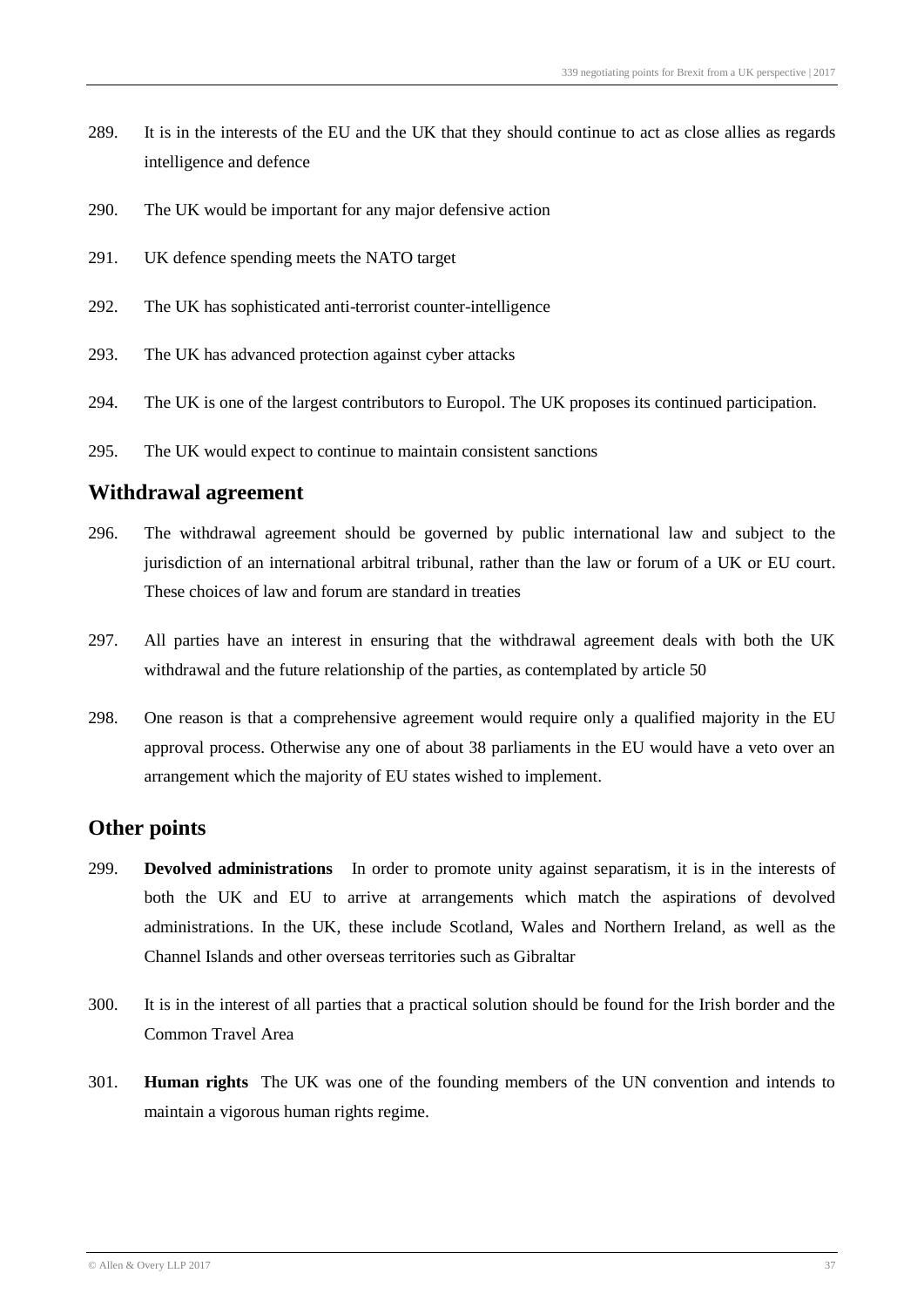289. It is in the interests of the EU and the UK that they should continue to act as close allies as regards intelligence and defence

290. The UK would be important for any major defensive action

291. UK defence spending meets the NATO target

292. The UK has sophisticated anti-terrorist counter-intelligence

293. The UK has advanced protection against cyber attacks

294. The UK is one of the largest contributors to Europol. The UK proposes its continued participation.

295. The UK would expect to continue to maintain consistent sanctions

## Withdrawal agreement

296. The withdrawal agreement should be governed by public international law and subject to the jurisdiction of an international arbitral tribunal, rather than the law or forum of a UK or EU court. These choices of law and forum are standard in treaties

297. All parties have an interest in ensuring that the withdrawal agreement deals with both the UK withdrawal and the future relationship of the parties, as contemplated by article 50

298. One reason is that a comprehensive agreement would require only a qualified majority in the EU approval process. Otherwise any one of about 38 parliaments in the EU would have a veto over an arrangement which the majority of EU states wished to implement.

## Other points

299. **Devolved administrations** In order to promote unity against separatism, it is in the interests of both the UK and EU to arrive at arrangements which match the aspirations of devolved administrations. In the UK, these include Scotland, Wales and Northern Ireland, as well as the Channel Islands and other overseas territories such as Gibraltar

300. It is in the interest of all parties that a practical solution should be found for the Irish border and the Common Travel Area

301. **Human rights** The UK was one of the founding members of the UN convention and intends to maintain a vigorous human rights regime.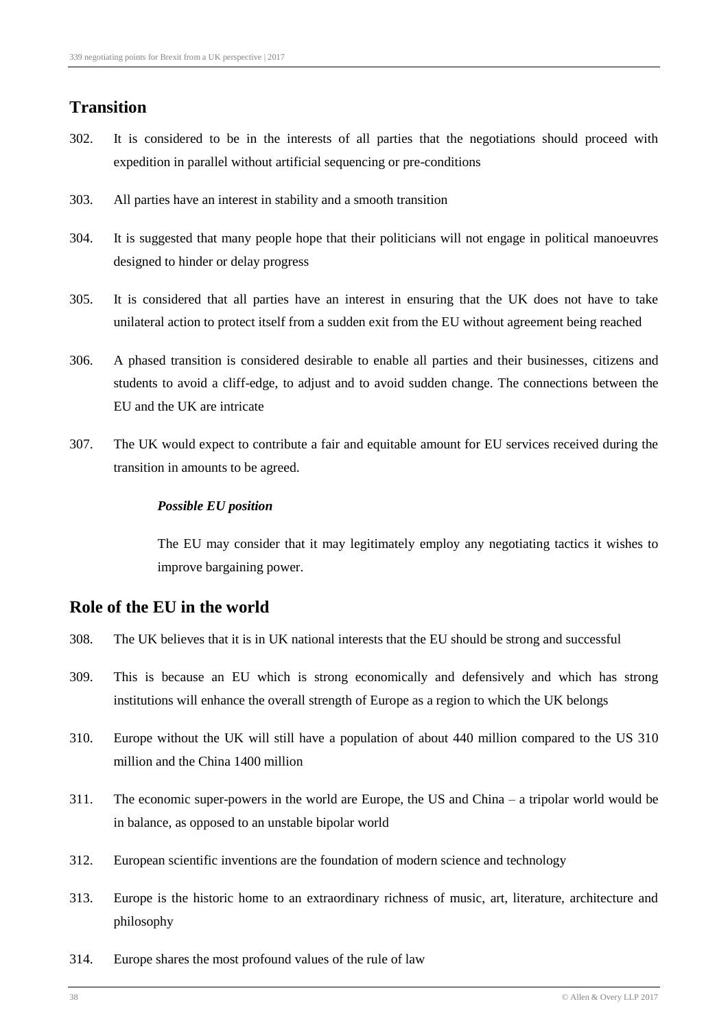## Transition

302. It is considered to be in the interests of all parties that the negotiations should proceed with expedition in parallel without artificial sequencing or pre-conditions

303. All parties have an interest in stability and a smooth transition

304. It is suggested that many people hope that their politicians will not engage in political manoeuvres designed to hinder or delay progress

305. It is considered that all parties have an interest in ensuring that the UK does not have to take unilateral action to protect itself from a sudden exit from the EU without agreement being reached

306. A phased transition is considered desirable to enable all parties and their businesses, citizens and students to avoid a cliff-edge, to adjust and to avoid sudden change. The connections between the EU and the UK are intricate

307. The UK would expect to contribute a fair and equitable amount for EU services received during the transition in amounts to be agreed.

> ***Possible EU position***
>
> The EU may consider that it may legitimately employ any negotiating tactics it wishes to improve bargaining power.

## Role of the EU in the world

308. The UK believes that it is in UK national interests that the EU should be strong and successful

309. This is because an EU which is strong economically and defensively and which has strong institutions will enhance the overall strength of Europe as a region to which the UK belongs

310. Europe without the UK will still have a population of about 440 million compared to the US 310 million and the China 1400 million

311. The economic super-powers in the world are Europe, the US and China – a tripolar world would be in balance, as opposed to an unstable bipolar world

312. European scientific inventions are the foundation of modern science and technology

313. Europe is the historic home to an extraordinary richness of music, art, literature, architecture and philosophy

314. Europe shares the most profound values of the rule of law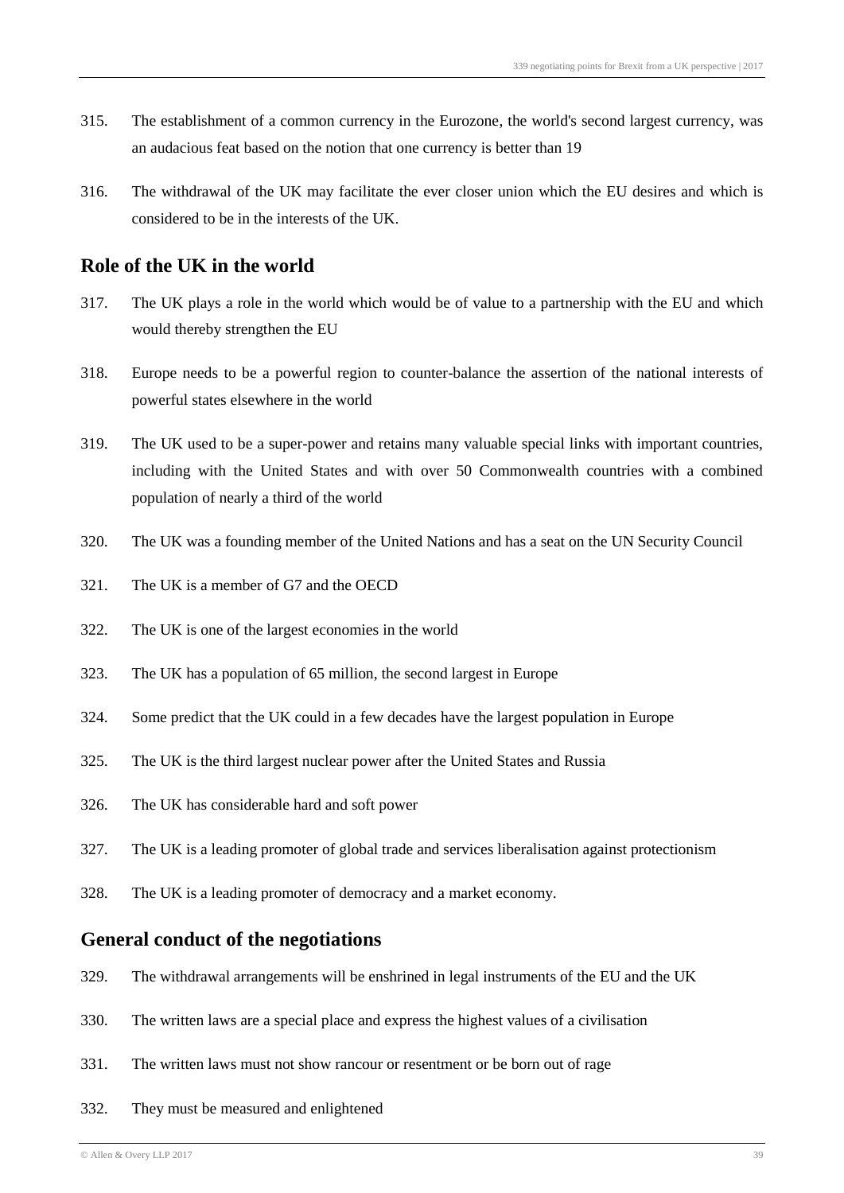315. The establishment of a common currency in the Eurozone, the world's second largest currency, was an audacious feat based on the notion that one currency is better than 19

316. The withdrawal of the UK may facilitate the ever closer union which the EU desires and which is considered to be in the interests of the UK.

## Role of the UK in the world

317. The UK plays a role in the world which would be of value to a partnership with the EU and which would thereby strengthen the EU

318. Europe needs to be a powerful region to counter-balance the assertion of the national interests of powerful states elsewhere in the world

319. The UK used to be a super-power and retains many valuable special links with important countries, including with the United States and with over 50 Commonwealth countries with a combined population of nearly a third of the world

320. The UK was a founding member of the United Nations and has a seat on the UN Security Council

321. The UK is a member of G7 and the OECD

322. The UK is one of the largest economies in the world

323. The UK has a population of 65 million, the second largest in Europe

324. Some predict that the UK could in a few decades have the largest population in Europe

325. The UK is the third largest nuclear power after the United States and Russia

326. The UK has considerable hard and soft power

327. The UK is a leading promoter of global trade and services liberalisation against protectionism

328. The UK is a leading promoter of democracy and a market economy.

## General conduct of the negotiations

329. The withdrawal arrangements will be enshrined in legal instruments of the EU and the UK

330. The written laws are a special place and express the highest values of a civilisation

331. The written laws must not show rancour or resentment or be born out of rage

332. They must be measured and enlightened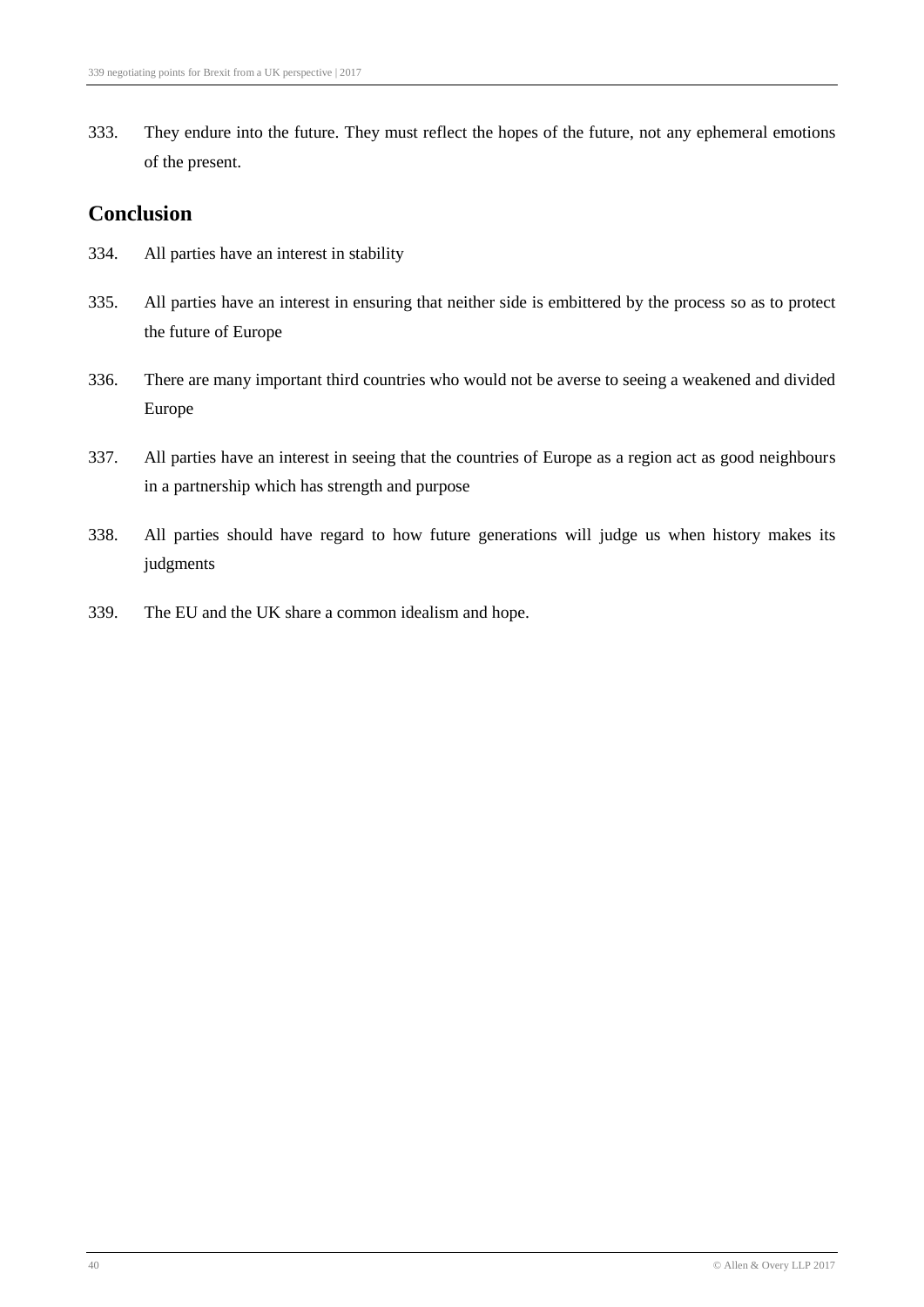333. They endure into the future. They must reflect the hopes of the future, not any ephemeral emotions of the present.

## Conclusion

334. All parties have an interest in stability

335. All parties have an interest in ensuring that neither side is embittered by the process so as to protect the future of Europe

336. There are many important third countries who would not be averse to seeing a weakened and divided Europe

337. All parties have an interest in seeing that the countries of Europe as a region act as good neighbours in a partnership which has strength and purpose

338. All parties should have regard to how future generations will judge us when history makes its judgments

339. The EU and the UK share a common idealism and hope.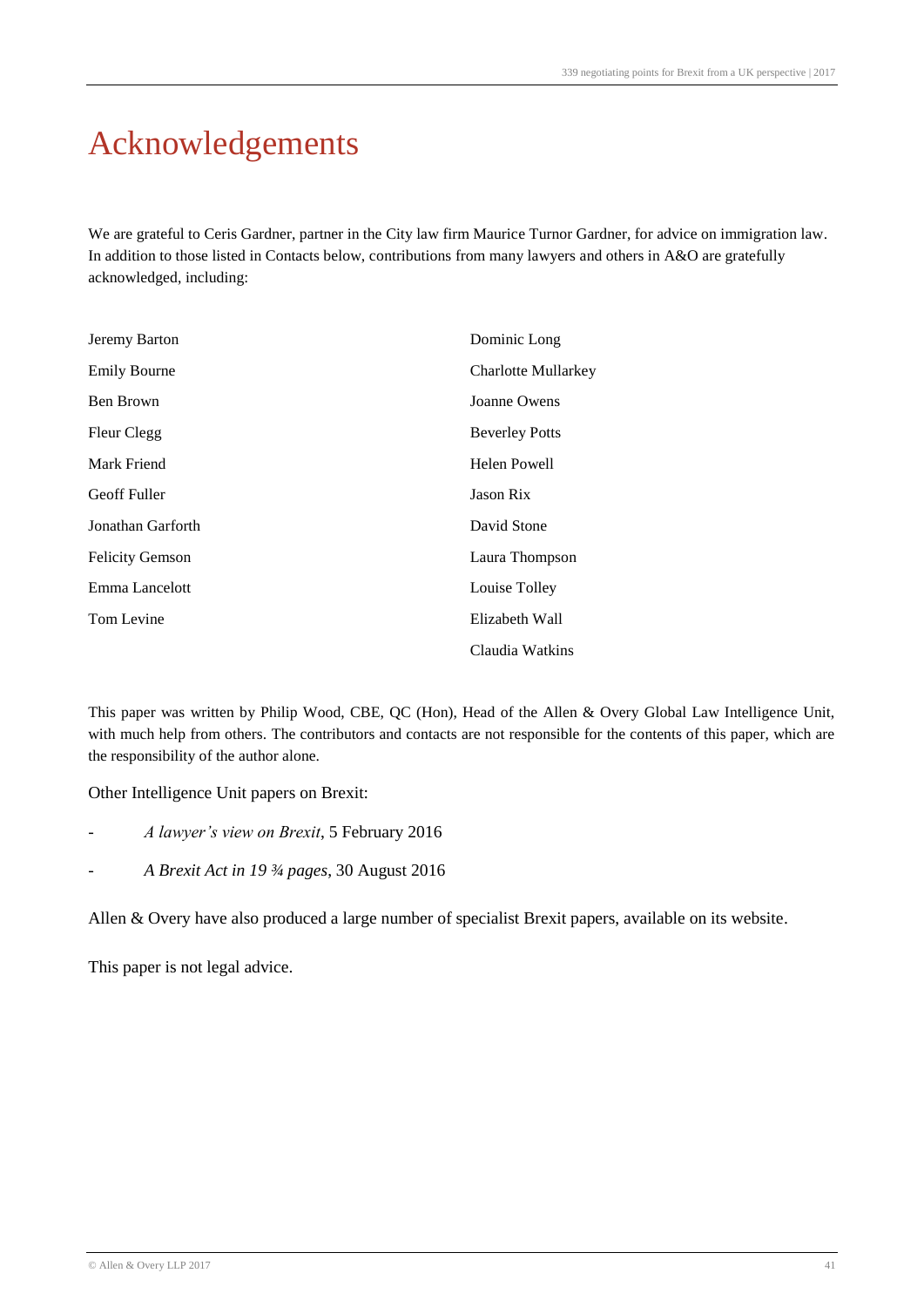# Acknowledgements

We are grateful to Ceris Gardner, partner in the City law firm Maurice Turnor Gardner, for advice on immigration law. In addition to those listed in Contacts below, contributions from many lawyers and others in A&O are gratefully acknowledged, including:

- Jeremy Barton
- Emily Bourne
- Ben Brown
- Fleur Clegg
- Mark Friend
- Geoff Fuller
- Jonathan Garforth
- Felicity Gemson
- Emma Lancelott
- Tom Levine
- Dominic Long
- Charlotte Mullarkey
- Joanne Owens
- Beverley Potts
- Helen Powell
- Jason Rix
- David Stone
- Laura Thompson
- Louise Tolley
- Elizabeth Wall
- Claudia Watkins

This paper was written by Philip Wood, CBE, QC (Hon), Head of the Allen & Overy Global Law Intelligence Unit, with much help from others. The contributors and contacts are not responsible for the contents of this paper, which are the responsibility of the author alone.

Other Intelligence Unit papers on Brexit:

- *A lawyer's view on Brexit*, 5 February 2016
- *A Brexit Act in 19 ¾ pages*, 30 August 2016

Allen & Overy have also produced a large number of specialist Brexit papers, available on its website.

This paper is not legal advice.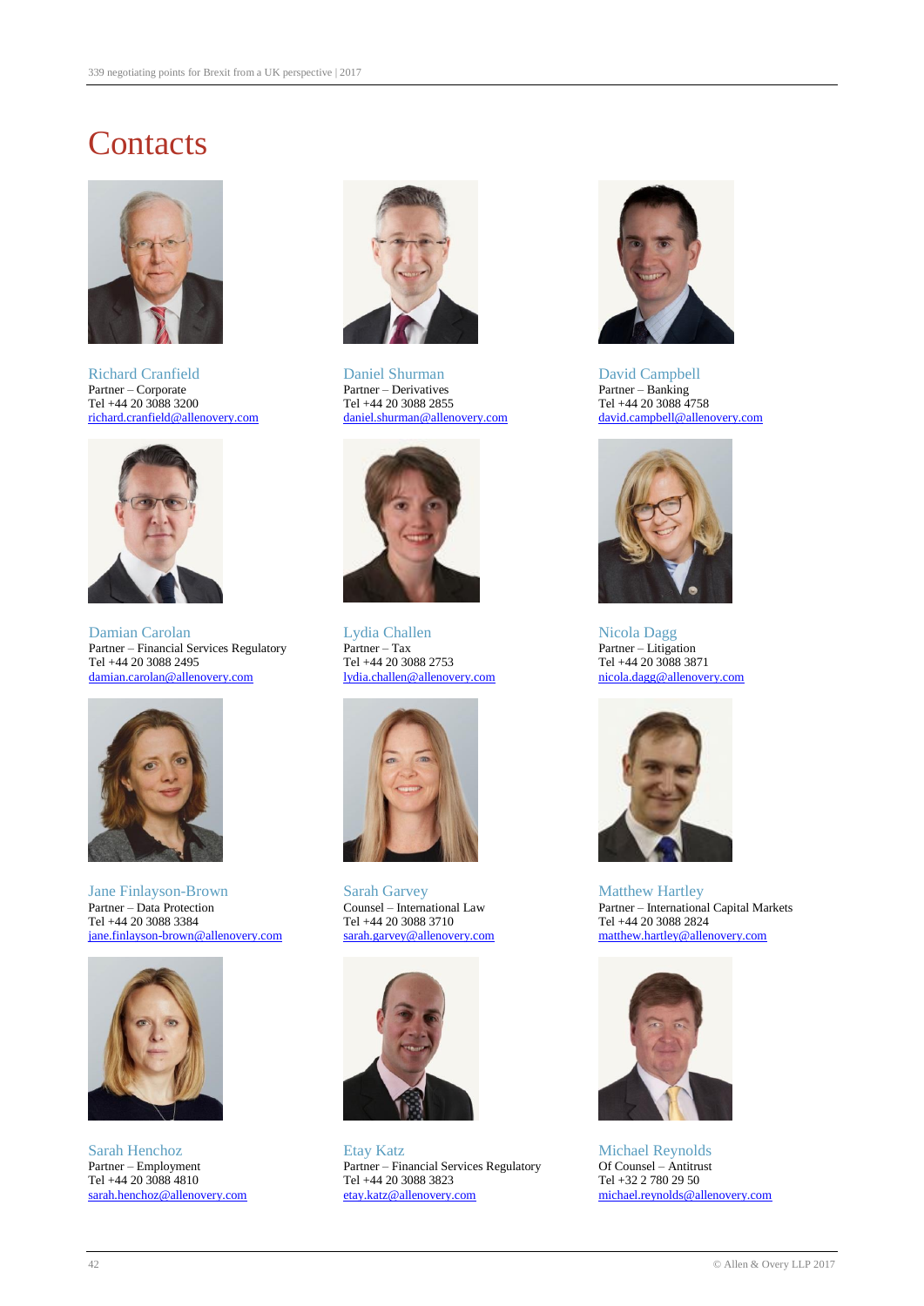# Contacts

**Richard Cranfield**
Partner – Corporate
Tel +44 20 3088 3200
richard.cranfield@allenovery.com

**Daniel Shurman**
Partner – Derivatives
Tel +44 20 3088 2855
daniel.shurman@allenovery.com

**David Campbell**
Partner – Banking
Tel +44 20 3088 4758
david.campbell@allenovery.com

**Damian Carolan**
Partner – Financial Services Regulatory
Tel +44 20 3088 2495
damian.carolan@allenovery.com

**Lydia Challen**
Partner – Tax
Tel +44 20 3088 2753
lydia.challen@allenovery.com

**Nicola Dagg**
Partner – Litigation
Tel +44 20 3088 3871
nicola.dagg@allenovery.com

**Jane Finlayson-Brown**
Partner – Data Protection
Tel +44 20 3088 3384
jane.finlayson-brown@allenovery.com

**Sarah Garvey**
Counsel – International Law
Tel +44 20 3088 3710
sarah.garvey@allenovery.com

**Matthew Hartley**
Partner – International Capital Markets
Tel +44 20 3088 2824
matthew.hartley@allenovery.com

**Sarah Henchoz**
Partner – Employment
Tel +44 20 3088 4810
sarah.henchoz@allenovery.com

**Etay Katz**
Partner – Financial Services Regulatory
Tel +44 20 3088 3823
etay.katz@allenovery.com

**Michael Reynolds**
Of Counsel – Antitrust
Tel +32 2 780 29 50
michael.reynolds@allenovery.com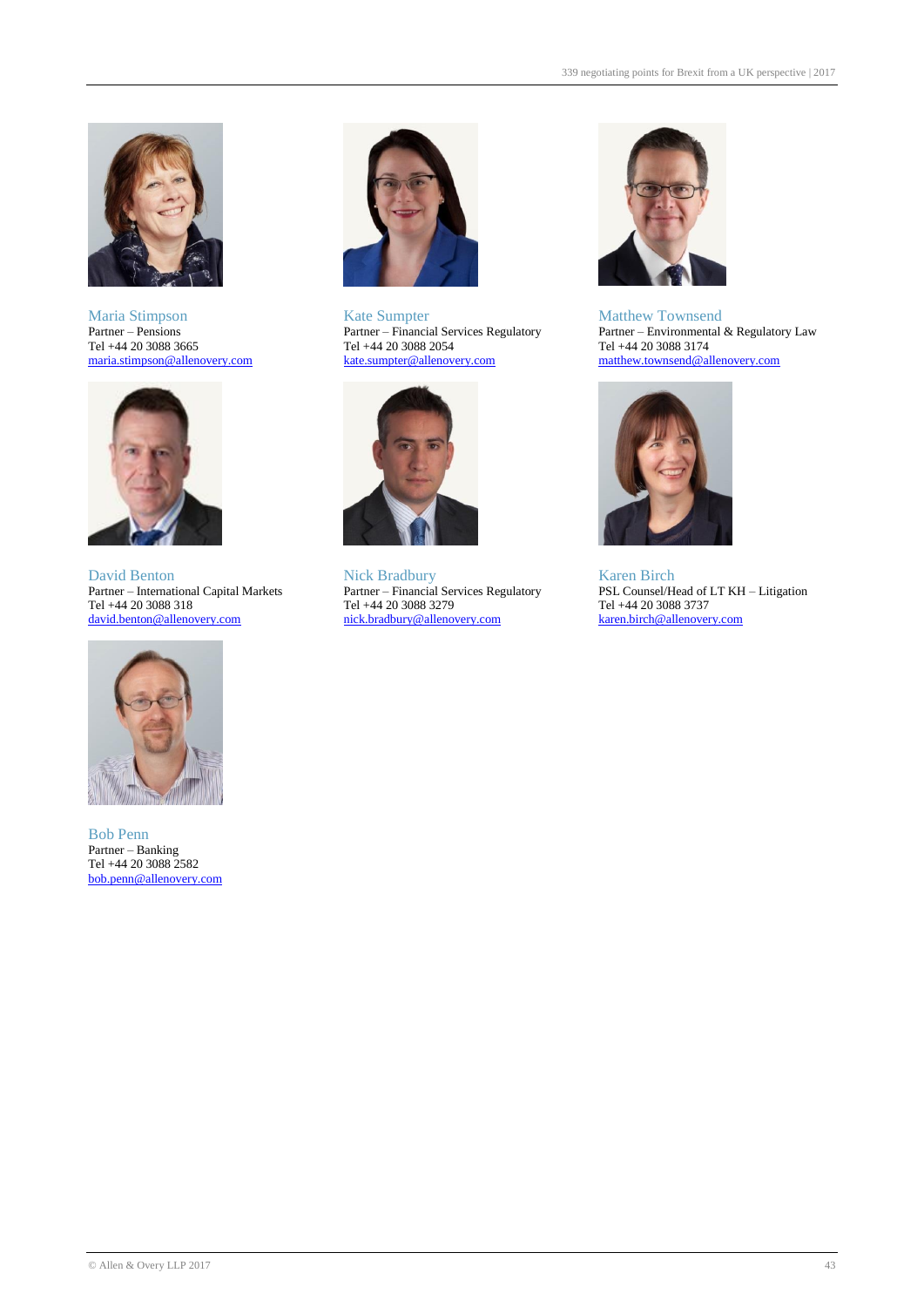Maria Stimpson
Partner – Pensions
Tel +44 20 3088 3665
maria.stimpson@allenovery.com

Kate Sumpter
Partner – Financial Services Regulatory
Tel +44 20 3088 2054
kate.sumpter@allenovery.com

Matthew Townsend
Partner – Environmental & Regulatory Law
Tel +44 20 3088 3174
matthew.townsend@allenovery.com

David Benton
Partner – International Capital Markets
Tel +44 20 3088 318
david.benton@allenovery.com

Nick Bradbury
Partner – Financial Services Regulatory
Tel +44 20 3088 3279
nick.bradbury@allenovery.com

Karen Birch
PSL Counsel/Head of LT KH – Litigation
Tel +44 20 3088 3737
karen.birch@allenovery.com

Bob Penn
Partner – Banking
Tel +44 20 3088 2582
bob.penn@allenovery.com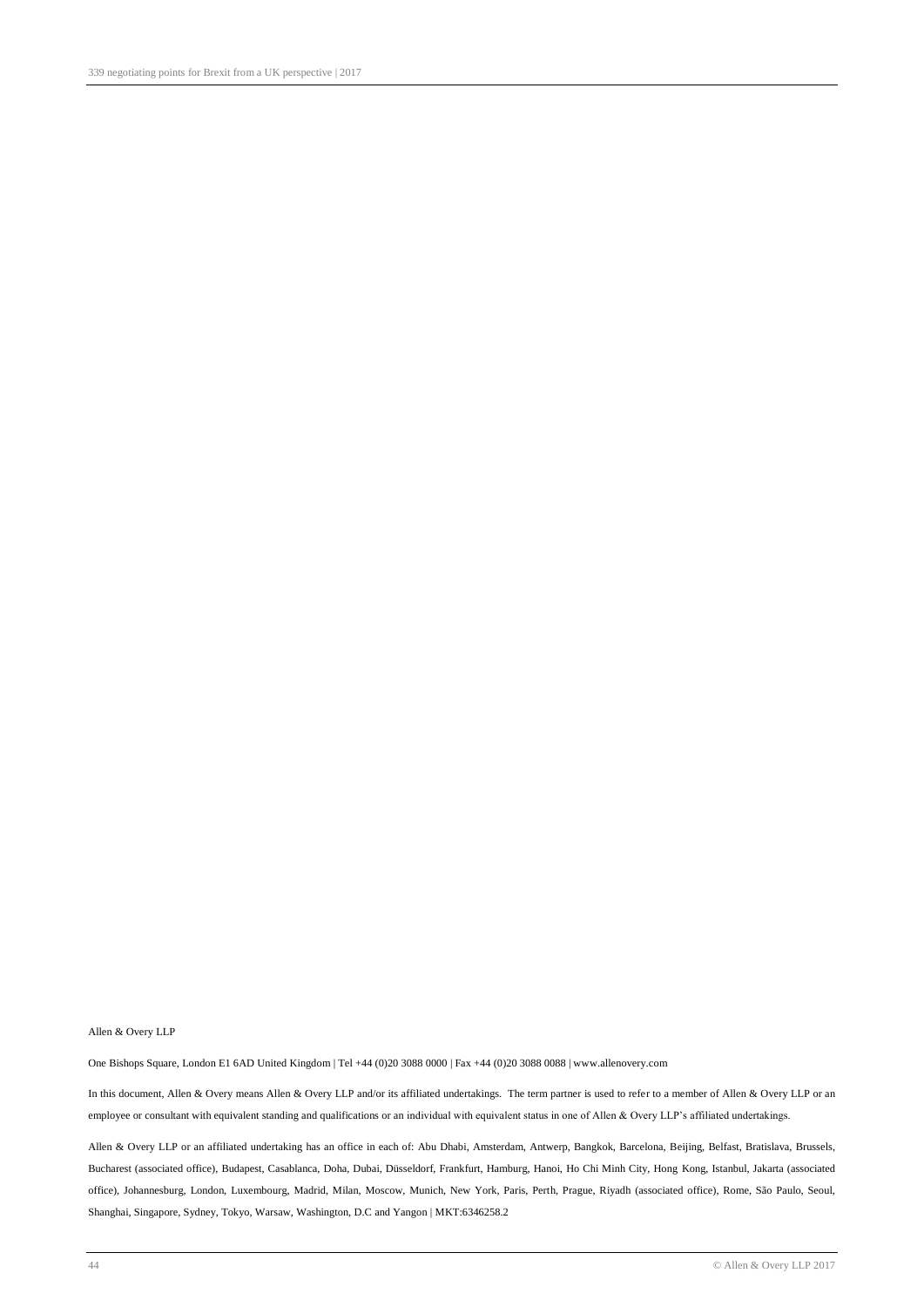Allen & Overy LLP

One Bishops Square, London E1 6AD United Kingdom | Tel +44 (0)20 3088 0000 | Fax +44 (0)20 3088 0088 | www.allenovery.com

In this document, Allen & Overy means Allen & Overy LLP and/or its affiliated undertakings. The term partner is used to refer to a member of Allen & Overy LLP or an employee or consultant with equivalent standing and qualifications or an individual with equivalent status in one of Allen & Overy LLP's affiliated undertakings.

Allen & Overy LLP or an affiliated undertaking has an office in each of: Abu Dhabi, Amsterdam, Antwerp, Bangkok, Barcelona, Beijing, Belfast, Bratislava, Brussels, Bucharest (associated office), Budapest, Casablanca, Doha, Dubai, Düsseldorf, Frankfurt, Hamburg, Hanoi, Ho Chi Minh City, Hong Kong, Istanbul, Jakarta (associated office), Johannesburg, London, Luxembourg, Madrid, Milan, Moscow, Munich, New York, Paris, Perth, Prague, Riyadh (associated office), Rome, São Paulo, Seoul, Shanghai, Singapore, Sydney, Tokyo, Warsaw, Washington, D.C and Yangon | MKT:6346258.2